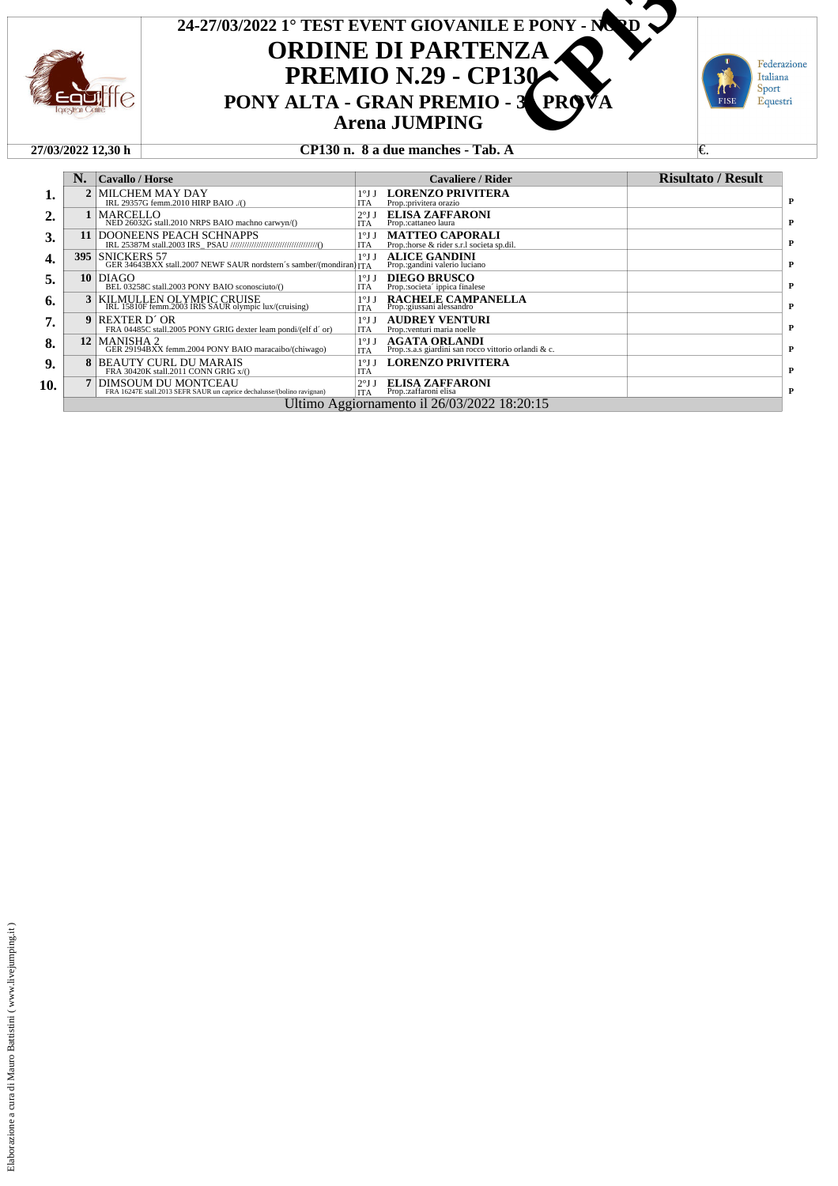# 24-27/03/2022 1° TEST EVENT GIOVANILE E PONY - NORD

## ORDINE DI PARTENZA

## PREMIO N.29 - CP130

## PONY ALTA - GRAN PREMIO - 3^ PROVA

## Arena JUMPING

CP130

| 27/03/2022 12,30 h | CP130 n. 8 a due manches - Tab. A | €. |
|---|---|---|

| | N. | Cavallo / Horse | | Cavaliere / Rider | Risultato / Result | |
|---|---|---|---|---|---|---|
| 1. | 2 | MILCHEM MAY DAY<br>IRL 29357G femm.2010 HIRP BAIO ./() | 1°J J<br>ITA | **LORENZO PRIVITERA**<br>Prop.:privitera orazio | | P |
| 2. | 1 | MARCELLO<br>NED 26032G stall.2010 NRPS BAIO machno carwyn/() | 2°J J<br>ITA | **ELISA ZAFFARONI**<br>Prop.:cattaneo laura | | P |
| 3. | 11 | DOONEENS PEACH SCHNAPPS<br>IRL 25387M stall.2003 IRS_ PSAU ////////////////////////////////////////() | 1°J J<br>ITA | **MATTEO CAPORALI**<br>Prop.:horse & rider s.r.l societa sp.dil. | | P |
| 4. | 395 | SNICKERS 57<br>GER 34643BXX stall.2007 NEWF SAUR nordstern´s samber/(mondiran) | 1°J J<br>ITA | **ALICE GANDINI**<br>Prop.:gandini valerio luciano | | P |
| 5. | 10 | DIAGO<br>BEL 03258C stall.2003 PONY BAIO sconosciuto/() | 1°J J<br>ITA | **DIEGO BRUSCO**<br>Prop.:societa´ ippica finalese | | P |
| 6. | 3 | KILMULLEN OLYMPIC CRUISE<br>IRL 15810F femm.2003 IRIS SAUR olympic lux/(cruising) | 1°J J<br>ITA | **RACHELE CAMPANELLA**<br>Prop.:giussani alessandro | | P |
| 7. | 9 | REXTER D´ OR<br>FRA 04485C stall.2005 PONY GRIG dexter leam pondi/(elf d´ or) | 1°J J<br>ITA | **AUDREY VENTURI**<br>Prop.:venturi maria noelle | | P |
| 8. | 12 | MANISHA 2<br>GER 29194BXX femm.2004 PONY BAIO maracaibo/(chiwago) | 1°J J<br>ITA | **AGATA ORLANDI**<br>Prop.:s.a.s giardini san rocco vittorio orlandi & c. | | P |
| 9. | 8 | BEAUTY CURL DU MARAIS<br>FRA 30420K stall.2011 CONN GRIG x/() | 1°J J<br>ITA | **LORENZO PRIVITERA** | | P |
| 10. | 7 | DIMSOUM DU MONTCEAU<br>FRA 16247E stall.2013 SEFR SAUR un caprice dechalusse/(bolino ravignan) | 2°J J<br>ITA | **ELISA ZAFFARONI**<br>Prop.:zaffaroni elisa | | P |

Ultimo Aggiornamento il 26/03/2022 18:20:15

Elaborazione a cura di Mauro Battistini ( www.livejumping.it )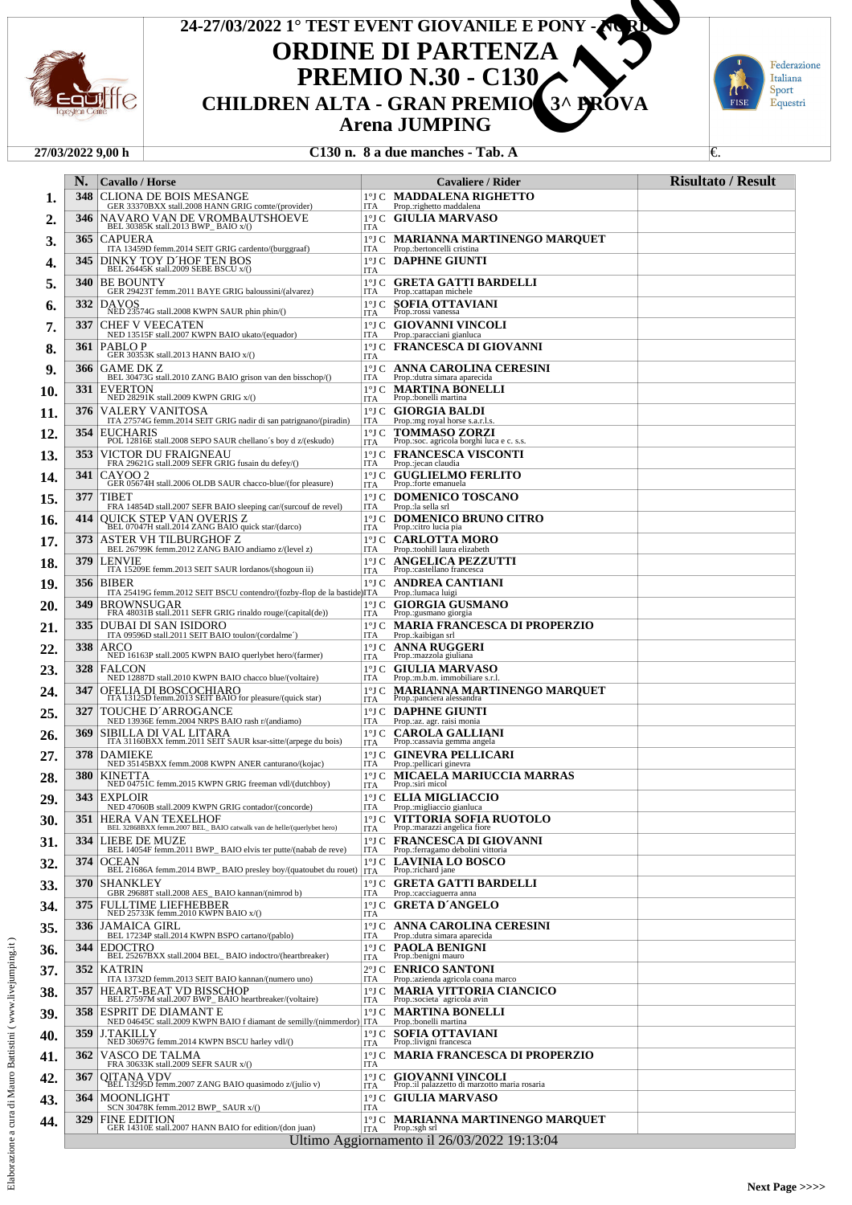# 24-27/03/2022 1° TEST EVENT GIOVANILE E PONY - NORD

# ORDINE DI PARTENZA

# PREMIO N.30 - C130

## CHILDREN ALTA - GRAN PREMIO 3^ PROVA

## Arena JUMPING

C130

**27/03/2022 9,00 h** | **C130 n. 8 a due manches - Tab. A** | €.

| | N. | Cavallo / Horse | | Cavaliere / Rider | Risultato / Result |
|---|---|---|---|---|---|
| 1. | 348 | CLIONA DE BOIS MESANGE<br>GER 33370BXX stall.2008 HANN GRIG comte/(provider) | 1°J C<br>ITA | **MADDALENA RIGHETTO**<br>Prop.:righetto maddalena | |
| 2. | 346 | NAVARO VAN DE VROMBAUTSHOEVE<br>BEL 30385K stall.2013 BWP_ BAIO x/() | 1°J C<br>ITA | **GIULIA MARVASO** | |
| 3. | 365 | CAPUERA<br>ITA 13459D femm.2014 SEIT GRIG cardento/(burggraaf) | 1°J C<br>ITA | **MARIANNA MARTINENGO MARQUET**<br>Prop.:bertoncelli cristina | |
| 4. | 345 | DINKY TOY D´HOF TEN BOS<br>BEL 26445K stall.2009 SEBE BSCU x/() | 1°J C<br>ITA | **DAPHNE GIUNTI** | |
| 5. | 340 | BE BOUNTY<br>GER 29423T femm.2011 BAYE GRIG baloussini/(alvarez) | 1°J C<br>ITA | **GRETA GATTI BARDELLI**<br>Prop.:cattapan michele | |
| 6. | 332 | DAVOS<br>NED 23574G stall.2008 KWPN SAUR phin phin/() | 1°J C<br>ITA | **SOFIA OTTAVIANI**<br>Prop.:rossi vanessa | |
| 7. | 337 | CHEF V VEECATEN<br>NED 13515F stall.2007 KWPN BAIO ukato/(equador) | 1°J C<br>ITA | **GIOVANNI VINCOLI**<br>Prop.:paracciani gianluca | |
| 8. | 361 | PABLO P<br>GER 30353K stall.2013 HANN BAIO x/() | 1°J C<br>ITA | **FRANCESCA DI GIOVANNI** | |
| 9. | 366 | GAME DK Z<br>BEL 30473G stall.2010 ZANG BAIO grison van den bisschop/() | 1°J C<br>ITA | **ANNA CAROLINA CERESINI**<br>Prop.:dutra simara aparecida | |
| 10. | 331 | EVERTON<br>NED 28291K stall.2009 KWPN GRIG x/() | 1°J C<br>ITA | **MARTINA BONELLI**<br>Prop.:bonelli martina | |
| 11. | 376 | VALERY VANITOSA<br>ITA 27574G femm.2014 SEIT GRIG nadir di san patrignano/(piradin) | 1°J C<br>ITA | **GIORGIA BALDI**<br>Prop.:mg royal horse s.a.r.l.s. | |
| 12. | 354 | EUCHARIS<br>POL 12816E stall.2008 SEPO SAUR chellano´s boy d z/(eskudo) | 1°J C<br>ITA | **TOMMASO ZORZI**<br>Prop.:soc. agricola borghi luca e c. s.s. | |
| 13. | 353 | VICTOR DU FRAIGNEAU<br>FRA 29621G stall.2009 SEFR GRIG fusain du defey/() | 1°J C<br>ITA | **FRANCESCA VISCONTI**<br>Prop.:jecan claudia | |
| 14. | 341 | CAYOO 2<br>GER 05674H stall.2006 OLDB SAUR chacco-blue/(for pleasure) | 1°J C<br>ITA | **GUGLIELMO FERLITO**<br>Prop.:forte emanuela | |
| 15. | 377 | TIBET<br>FRA 14854D stall.2007 SEFR BAIO sleeping car/(surcouf de revel) | 1°J C<br>ITA | **DOMENICO TOSCANO**<br>Prop.:la sella srl | |
| 16. | 414 | QUICK STEP VAN OVERIS Z<br>BEL 07047H stall.2014 ZANG BAIO quick star/(darco) | 1°J C<br>ITA | **DOMENICO BRUNO CITRO**<br>Prop.:citro lucia pia | |
| 17. | 373 | ASTER VH TILBURGHOF Z<br>BEL 26799K femm.2012 ZANG BAIO andiamo z/(level z) | 1°J C<br>ITA | **CARLOTTA MORO**<br>Prop.:toohill laura elizabeth | |
| 18. | 379 | LENVIE<br>ITA 15209E femm.2013 SEIT SAUR lordanos/(shogoun ii) | 1°J C<br>ITA | **ANGELICA PEZZUTTI**<br>Prop.:castellano francesca | |
| 19. | 356 | BIBER<br>ITA 25419G femm.2012 SEIT BSCU contendro/(fozby-flop de la bastide) | 1°J C<br>ITA | **ANDREA CANTIANI**<br>Prop.:lumaca luigi | |
| 20. | 349 | BROWNSUGAR<br>FRA 48031B stall.2011 SEFR GRIG rinaldo rouge/(capital(de)) | 1°J C<br>ITA | **GIORGIA GUSMANO**<br>Prop.:gusmano giorgia | |
| 21. | 335 | DUBAI DI SAN ISIDORO<br>ITA 09596D stall.2011 SEIT BAIO toulon/(cordalme´) | 1°J C<br>ITA | **MARIA FRANCESCA DI PROPERZIO**<br>Prop.:kaibigan srl | |
| 22. | 338 | ARCO<br>NED 16163P stall.2005 KWPN BAIO querlybet hero/(farmer) | 1°J C<br>ITA | **ANNA RUGGERI**<br>Prop.:mazzola giuliana | |
| 23. | 328 | FALCON<br>NED 12887D stall.2010 KWPN BAIO chacco blue/(voltaire) | 1°J C<br>ITA | **GIULIA MARVASO**<br>Prop.:m.b.m. immobiliare s.r.l. | |
| 24. | 347 | OFELIA DI BOSCOCHIARO<br>ITA 13125D femm.2013 SEIT BAIO for pleasure/(quick star) | 1°J C<br>ITA | **MARIANNA MARTINENGO MARQUET**<br>Prop.:panciera alessandra | |
| 25. | 327 | TOUCHE D´ARROGANCE<br>NED 13936E femm.2004 NRPS BAIO rash r/(andiamo) | 1°J C<br>ITA | **DAPHNE GIUNTI**<br>Prop.:az. agr. raisi monia | |
| 26. | 369 | SIBILLA DI VAL LITARA<br>ITA 31160BXX femm.2011 SEIT SAUR ksar-sitte/(arpege du bois) | 1°J C<br>ITA | **CAROLA GALLIANI**<br>Prop.:cassavia gemma angela | |
| 27. | 378 | DAMIEKE<br>NED 35145BXX femm.2008 KWPN ANER canturano/(kojac) | 1°J C<br>ITA | **GINEVRA PELLICARI**<br>Prop.:pellicari ginevra | |
| 28. | 380 | KINETTA<br>NED 04751C femm.2015 KWPN GRIG freeman vdl/(dutchboy) | 1°J C<br>ITA | **MICAELA MARIUCCIA MARRAS**<br>Prop.:siri micol | |
| 29. | 343 | EXPLOIR<br>NED 47060B stall.2009 KWPN GRIG contador/(concorde) | 1°J C<br>ITA | **ELIA MIGLIACCIO**<br>Prop.:migliaccio gianluca | |
| 30. | 351 | HERA VAN TEXELHOF<br>BEL 32868BXX femm.2007 BEL_ BAIO catwalk van de helle/(querlybet hero) | 1°J C<br>ITA | **VITTORIA SOFIA RUOTOLO**<br>Prop.:marazzi angelica fiore | |
| 31. | 334 | LIEBE DE MUZE<br>BEL 14054F femm.2011 BWP_ BAIO elvis ter putte/(nabab de reve) | 1°J C<br>ITA | **FRANCESCA DI GIOVANNI**<br>Prop.:ferragamo debolini vittoria | |
| 32. | 374 | OCEAN<br>BEL 21686A femm.2014 BWP_ BAIO presley boy/(quatoubet du rouet) | 1°J C<br>ITA | **LAVINIA LO BOSCO**<br>Prop.:richard jane | |
| 33. | 370 | SHANKLEY<br>GBR 29688T stall.2008 AES_ BAIO kannan/(nimrod b) | 1°J C<br>ITA | **GRETA GATTI BARDELLI**<br>Prop.:cacciaguerra anna | |
| 34. | 375 | FULLTIME LIEFHEBBER<br>NED 25733K femm.2010 KWPN BAIO x/() | 1°J C<br>ITA | **GRETA D´ANGELO** | |
| 35. | 336 | JAMAICA GIRL<br>BEL 17234P stall.2014 KWPN BSPO cartano/(pablo) | 1°J C<br>ITA | **ANNA CAROLINA CERESINI**<br>Prop.:dutra simara aparecida | |
| 36. | 344 | EDOCTRO<br>BEL 25267BXX stall.2004 BEL_ BAIO indoctro/(heartbreaker) | 1°J C<br>ITA | **PAOLA BENIGNI**<br>Prop.:benigni mauro | |
| 37. | 352 | KATRIN<br>ITA 13732D femm.2013 SEIT BAIO kannan/(numero uno) | 2°J C<br>ITA | **ENRICO SANTONI**<br>Prop.:azienda agricola coana marco | |
| 38. | 357 | HEART-BEAT VD BISSCHOP<br>BEL 27597M stall.2007 BWP_ BAIO heartbreaker/(voltaire) | 1°J C<br>ITA | **MARIA VITTORIA CIANCICO**<br>Prop.:societa' agricola avin | |
| 39. | 358 | ESPRIT DE DIAMANT E<br>NED 04645C stall.2009 KWPN BAIO f diamant de semilly/(nimmerdor) | 1°J C<br>ITA | **MARTINA BONELLI**<br>Prop.:bonelli martina | |
| 40. | 359 | J.TAKILLY<br>NED 30697G femm.2014 KWPN BSCU harley vdl/() | 1°J C<br>ITA | **SOFIA OTTAVIANI**<br>Prop.:livigni francesca | |
| 41. | 362 | VASCO DE TALMA<br>FRA 30633K stall.2009 SEFR SAUR x/() | 1°J C<br>ITA | **MARIA FRANCESCA DI PROPERZIO** | |
| 42. | 367 | QITANA VDV<br>BEL 13295D femm.2007 ZANG BAIO quasimodo z/(julio v) | 1°J C<br>ITA | **GIOVANNI VINCOLI**<br>Prop.:il palazzetto di marzotto maria rosaria | |
| 43. | 364 | MOONLIGHT<br>SCN 30478K femm.2012 BWP_ SAUR x/() | 1°J C<br>ITA | **GIULIA MARVASO** | |
| 44. | 329 | FINE EDITION<br>GER 14310E stall.2007 HANN BAIO for edition/(don juan) | 1°J C<br>ITA | **MARIANNA MARTINENGO MARQUET**<br>Prop.:sgh srl | |

Ultimo Aggiornamento il 26/03/2022 19:13:04

Elaborazione a cura di Mauro Battistini ( www.livejumping.it )

**Next Page >>>>**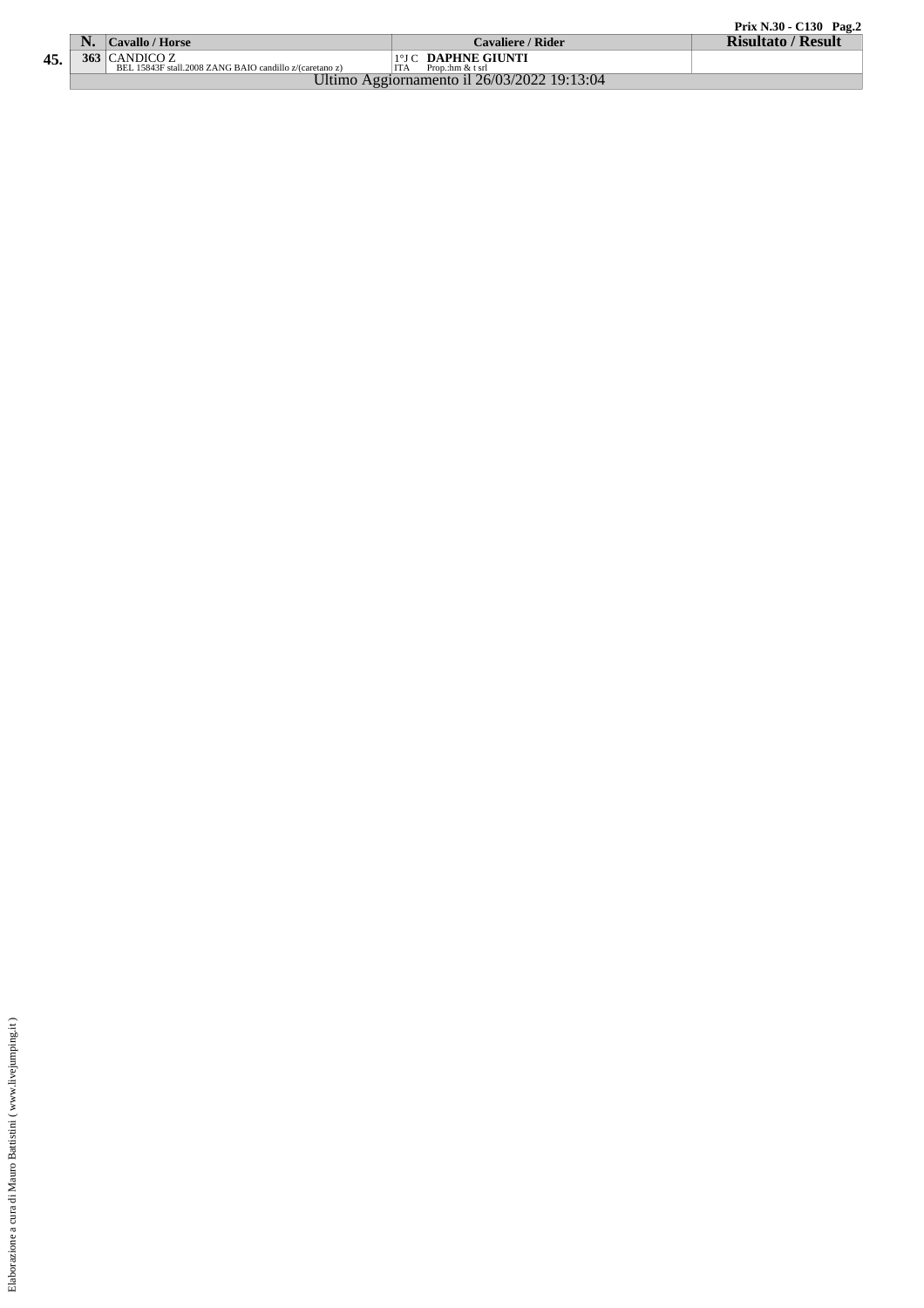**Prix N.30 - C130**

| | N. | Cavallo / Horse | Cavaliere / Rider | Risultato / Result |
|---|---|---|---|---|
| **45.** | **363** | CANDICO Z<br>BEL 15843F stall.2008 ZANG BAIO candillo z/(caretano z) | 1°J C **DAPHNE GIUNTI**<br>ITA Prop.:hm & t srl | |

Ultimo Aggiornamento il 26/03/2022 19:13:04

Elaborazione a cura di Mauro Battistini ( www.livejumping.it )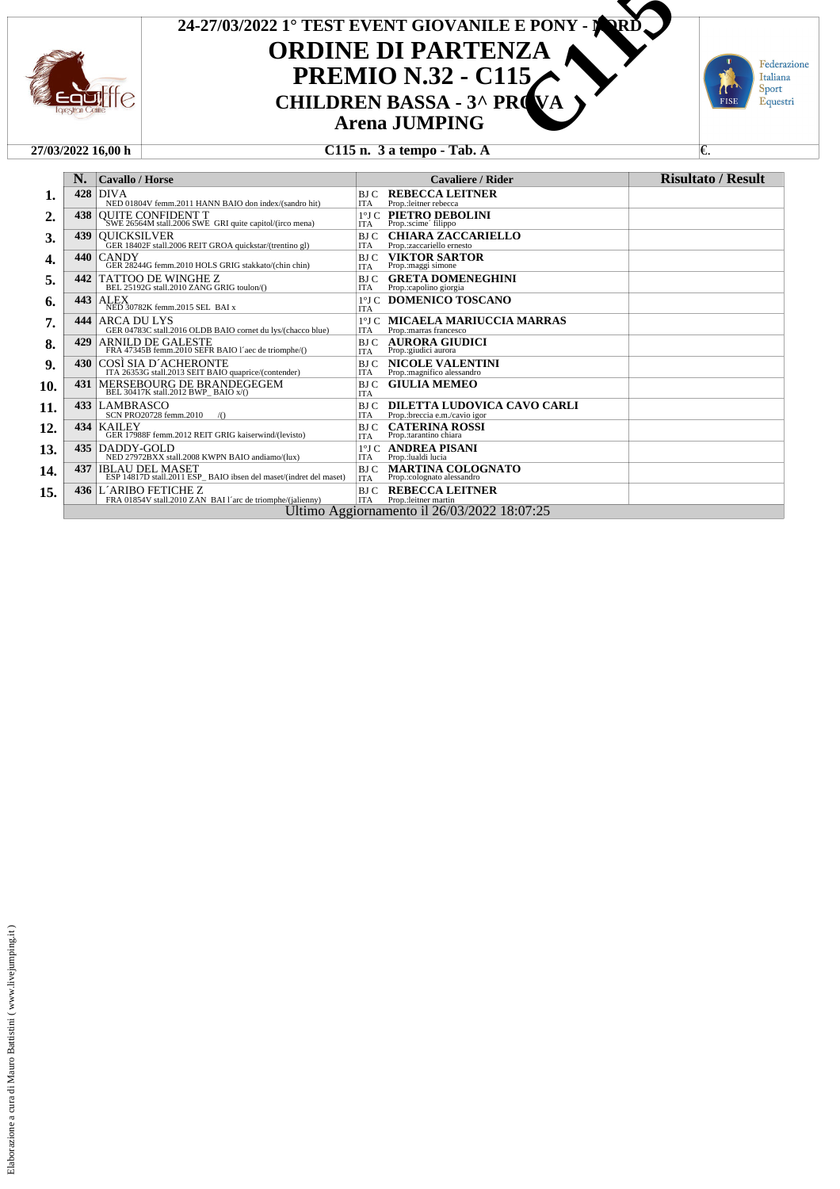# 24-27/03/2022 1° TEST EVENT GIOVANILE E PONY - NORD

# ORDINE DI PARTENZA

## PREMIO N.32 - C115

### CHILDREN BASSA - 3^ PROVA

### Arena JUMPING

C115

27/03/2022 16,00 h | C115 n. 3 a tempo - Tab. A | €.

| | N. | Cavallo / Horse | | Cavaliere / Rider | Risultato / Result |
|---|---|---|---|---|---|
| 1. | 428 | DIVA<br>NED 01804V femm.2011 HANN BAIO don index/(sandro hit) | BJ C<br>ITA | REBECCA LEITNER<br>Prop.:leitner rebecca | |
| 2. | 438 | QUITE CONFIDENT T<br>SWE 26564M stall.2006 SWE GRI quite capitol/(irco mena) | 1°J C<br>ITA | PIETRO DEBOLINI<br>Prop.:scime' filippo | |
| 3. | 439 | QUICKSILVER<br>GER 18402F stall.2006 REIT GROA quickstar/(trentino gl) | BJ C<br>ITA | CHIARA ZACCARIELLO<br>Prop.:zaccariello ernesto | |
| 4. | 440 | CANDY<br>GER 28244G femm.2010 HOLS GRIG stakkato/(chin chin) | BJ C<br>ITA | VIKTOR SARTOR<br>Prop.:maggi simone | |
| 5. | 442 | TATTOO DE WINGHE Z<br>BEL 25192G stall.2010 ZANG GRIG toulon/() | BJ C<br>ITA | GRETA DOMENEGHINI<br>Prop.:capolino giorgia | |
| 6. | 443 | ALEX<br>NED 30782K femm.2015 SEL BAI x | 1°J C<br>ITA | DOMENICO TOSCANO | |
| 7. | 444 | ARCA DU LYS<br>GER 04783C stall.2016 OLDB BAIO cornet du lys/(chacco blue) | 1°J C<br>ITA | MICAELA MARIUCCIA MARRAS<br>Prop.:marras francesco | |
| 8. | 429 | ARNILD DE GALESTE<br>FRA 47345B femm.2010 SEFR BAIO l´aec de triomphe/() | BJ C<br>ITA | AURORA GIUDICI<br>Prop.:giudici aurora | |
| 9. | 430 | COSÌ SIA D´ACHERONTE<br>ITA 26353G stall.2013 SEIT BAIO quaprice/(contender) | BJ C<br>ITA | NICOLE VALENTINI<br>Prop.:magnifico alessandro | |
| 10. | 431 | MERSEBOURG DE BRANDEGEGEM<br>BEL 30417K stall.2012 BWP_ BAIO x/() | BJ C<br>ITA | GIULIA MEMEO | |
| 11. | 433 | LAMBRASCO<br>SCN PRO20728 femm.2010 /() | BJ C<br>ITA | DILETTA LUDOVICA CAVO CARLI<br>Prop.:breccia e.m./cavio igor | |
| 12. | 434 | KAILEY<br>GER 17988F femm.2012 REIT GRIG kaiserwind/(levisto) | BJ C<br>ITA | CATERINA ROSSI<br>Prop.:tarantino chiara | |
| 13. | 435 | DADDY-GOLD<br>NED 27972BXX stall.2008 KWPN BAIO andiamo/(lux) | 1°J C<br>ITA | ANDREA PISANI<br>Prop.:lualdi lucia | |
| 14. | 437 | IBLAU DEL MASET<br>ESP 14817D stall.2011 ESP_ BAIO ibsen del maset/(indret del maset) | BJ C<br>ITA | MARTINA COLOGNATO<br>Prop.:colognato alessandro | |
| 15. | 436 | L´ARIBO FETICHE Z<br>FRA 01854V stall.2010 ZAN BAI l´arc de triomphe/(jalienny) | BJ C<br>ITA | REBECCA LEITNER<br>Prop.:leitner martin | |

Ultimo Aggiornamento il 26/03/2022 18:07:25

Elaborazione a cura di Mauro Battistini ( www.livejumping.it )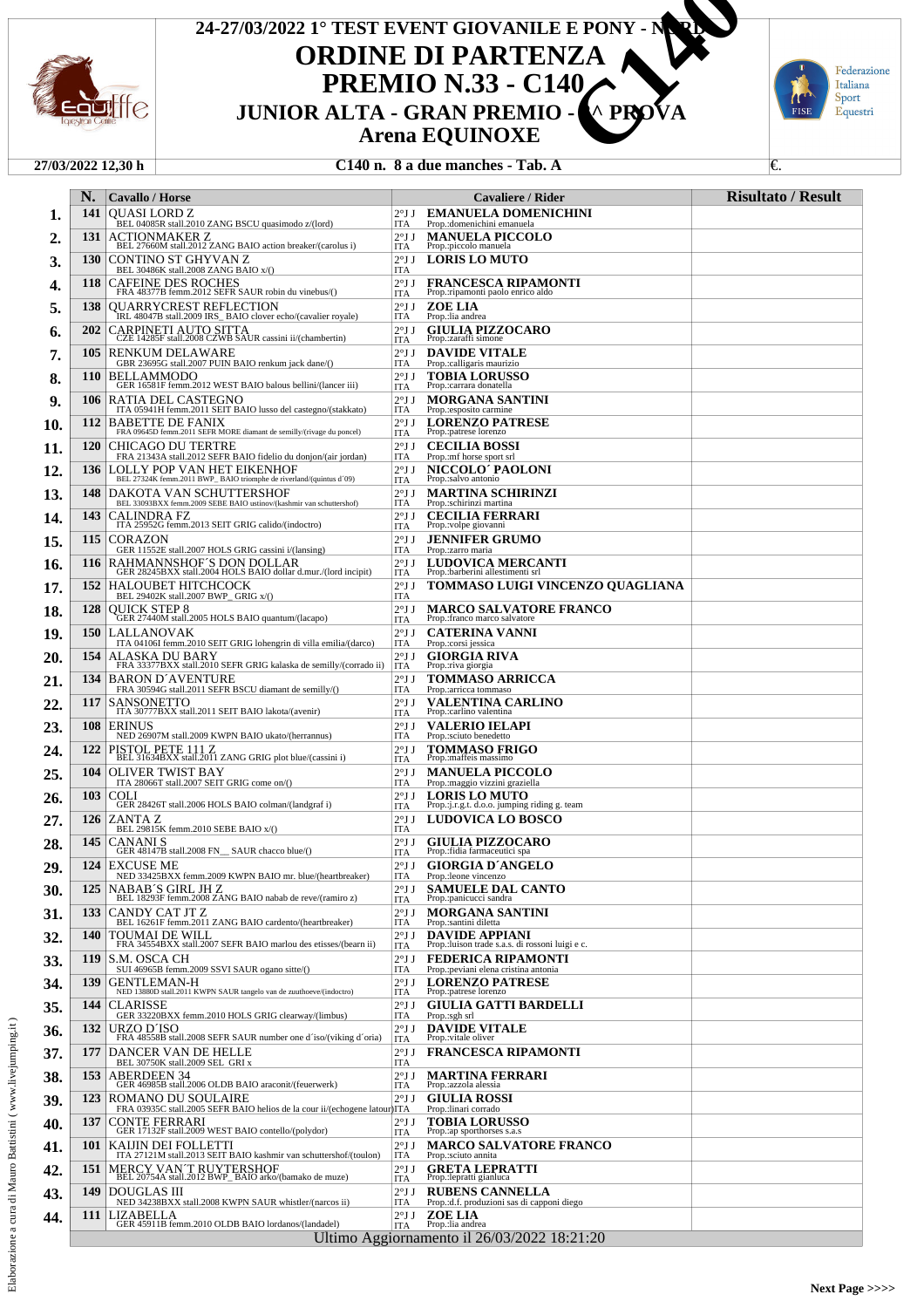# 24-27/03/2022 1° TEST EVENT GIOVANILE E PONY - NORD

# ORDINE DI PARTENZA

## PREMIO N.33 - C140

## JUNIOR ALTA - GRAN PREMIO - 1^ PROVA

## Arena EQUINOXE

C140

**27/03/2022 12,30 h** | **C140 n. 8 a due manches - Tab. A** | €.

| | N. | Cavallo / Horse | | Cavaliere / Rider | Risultato / Result |
|---|---|---|---|---|---|
| 1. | 141 | QUASI LORD Z<br>BEL 04085R stall.2010 ZANG BSCU quasimodo z/(lord) | 2°J J<br>ITA | EMANUELA DOMENICHINI<br>Prop.:domenichini emanuela | |
| 2. | 131 | ACTIONMAKER Z<br>BEL 27660M stall.2012 ZANG BAIO action breaker/(carolus i) | 2°J J<br>ITA | MANUELA PICCOLO<br>Prop.:piccolo manuela | |
| 3. | 130 | CONTINO ST GHYVAN Z<br>BEL 30486K stall.2008 ZANG BAIO x/() | 2°J J<br>ITA | LORIS LO MUTO | |
| 4. | 118 | CAFEINE DES ROCHES<br>FRA 48377B femm.2012 SEFR SAUR robin du vinebus/() | 2°J J<br>ITA | FRANCESCA RIPAMONTI<br>Prop.:ripamonti paolo enrico aldo | |
| 5. | 138 | QUARRYCREST REFLECTION<br>IRL 48047B stall.2009 IRS_ BAIO clover echo/(cavalier royale) | 2°J J<br>ITA | ZOE LIA<br>Prop.:lia andrea | |
| 6. | 202 | CARPINETI AUTO SITTA<br>CZE 14285F stall.2008 CZWB SAUR cassini ii/(chambertin) | 2°J J<br>ITA | GIULIA PIZZOCARO<br>Prop.:zaraffi simone | |
| 7. | 105 | RENKUM DELAWARE<br>GBR 23695G stall.2007 PUIN BAIO renkum jack dane/() | 2°J J<br>ITA | DAVIDE VITALE<br>Prop.:calligaris maurizio | |
| 8. | 110 | BELLAMMODO<br>GER 16581F femm.2012 WEST BAIO balous bellini/(lancer iii) | 2°J J<br>ITA | TOBIA LORUSSO<br>Prop.:carrara donatella | |
| 9. | 106 | RATIA DEL CASTEGNO<br>ITA 05941H femm.2011 SEIT BAIO lusso del castegno/(stakkato) | 2°J J<br>ITA | MORGANA SANTINI<br>Prop.:esposito carmine | |
| 10. | 112 | BABETTE DE FANIX<br>FRA 09645D femm.2011 SEFR MORE diamant de semilly/(rivage du poncel) | 2°J J<br>ITA | LORENZO PATRESE<br>Prop.:patrese lorenzo | |
| 11. | 120 | CHICAGO DU TERTRE<br>FRA 21343A stall.2012 SEFR BAIO fidelio du donjon/(air jordan) | 2°J J<br>ITA | CECILIA BOSSI<br>Prop.:mf horse sport srl | |
| 12. | 136 | LOLLY POP VAN HET EIKENHOF<br>BEL 27324K femm.2011 BWP_ BAIO triomphe de riverland/(quintus d´09) | 2°J J<br>ITA | NICCOLO´ PAOLONI<br>Prop.:salvo antonio | |
| 13. | 148 | DAKOTA VAN SCHUTTERSHOF<br>BEL 33093BXX femm.2009 SEBE BAIO ustinov/(kashmir van schuttershof) | 2°J J<br>ITA | MARTINA SCHIRINZI<br>Prop.:schirinzi martina | |
| 14. | 143 | CALINDRA FZ<br>ITA 25952G femm.2013 SEIT GRIG calido/(indoctro) | 2°J J<br>ITA | CECILIA FERRARI<br>Prop.:volpe giovanni | |
| 15. | 115 | CORAZON<br>GER 11552E stall.2007 HOLS GRIG cassini i/(lansing) | 2°J J<br>ITA | JENNIFER GRUMO<br>Prop.:zarro maria | |
| 16. | 116 | RAHMANNSHOF´S DON DOLLAR<br>GER 28245BXX stall.2004 HOLS BAIO dollar d.mur./(lord incipit) | 2°J J<br>ITA | LUDOVICA MERCANTI<br>Prop.:barberini allestimenti srl | |
| 17. | 152 | HALOUBET HITCHCOCK<br>BEL 29402K stall.2007 BWP_ GRIG x/() | 2°J J<br>ITA | TOMMASO LUIGI VINCENZO QUAGLIANA | |
| 18. | 128 | QUICK STEP 8<br>GER 27440M stall.2005 HOLS BAIO quantum/(lacapo) | 2°J J<br>ITA | MARCO SALVATORE FRANCO<br>Prop.:franco marco salvatore | |
| 19. | 150 | LALLANOVAK<br>ITA 04106I femm.2010 SEIT GRIG lohengrin di villa emilia/(darco) | 2°J J<br>ITA | CATERINA VANNI<br>Prop.:corsi jessica | |
| 20. | 154 | ALASKA DU BARY<br>FRA 33377BXX stall.2010 SEFR GRIG kalaska de semilly/(corrado ii) | 2°J J<br>ITA | GIORGIA RIVA<br>Prop.:riva giorgia | |
| 21. | 134 | BARON D´AVENTURE<br>FRA 30594G stall.2011 SEFR BSCU diamant de semilly/() | 2°J J<br>ITA | TOMMASO ARRICCA<br>Prop.:arricca tommaso | |
| 22. | 117 | SANSONETTO<br>ITA 30777BXX stall.2011 SEIT BAIO lakota/(avenir) | 2°J J<br>ITA | VALENTINA CARLINO<br>Prop.:carlino valentina | |
| 23. | 108 | ERINUS<br>NED 26907M stall.2009 KWPN BAIO ukato/(herrannus) | 2°J J<br>ITA | VALERIO IELAPI<br>Prop.:sciuto benedetto | |
| 24. | 122 | PISTOL PETE 111 Z<br>BEL 31634BXX stall.2011 ZANG GRIG plot blue/(cassini i) | 2°J J<br>ITA | TOMMASO FRIGO<br>Prop.:maffeis massimo | |
| 25. | 104 | OLIVER TWIST BAY<br>ITA 28066T stall.2007 SEIT GRIG come on/() | 2°J J<br>ITA | MANUELA PICCOLO<br>Prop.:maggio vizzini graziella | |
| 26. | 103 | COLI<br>GER 28426T stall.2006 HOLS BAIO colman/(landgraf i) | 2°J J<br>ITA | LORIS LO MUTO<br>Prop.:j.r.g.t. d.o.o. jumping riding g. team | |
| 27. | 126 | ZANTA Z<br>BEL 29815K femm.2010 SEBE BAIO x/() | 2°J J<br>ITA | LUDOVICA LO BOSCO | |
| 28. | 145 | CANANI S<br>GER 48147B stall.2008 FN__ SAUR chacco blue/() | 2°J J<br>ITA | GIULIA PIZZOCARO<br>Prop.:fidia farmaceutici spa | |
| 29. | 124 | EXCUSE ME<br>NED 33425BXX femm.2009 KWPN BAIO mr. blue/(heartbreaker) | 2°J J<br>ITA | GIORGIA D´ANGELO<br>Prop.:leone vincenzo | |
| 30. | 125 | NABAB´S GIRL JH Z<br>BEL 18293F femm.2008 ZANG BAIO nabab de reve/(ramiro z) | 2°J J<br>ITA | SAMUELE DAL CANTO<br>Prop.:panicucci sandra | |
| 31. | 133 | CANDY CAT JT Z<br>BEL 16261F femm.2011 ZANG BAIO cardento/(heartbreaker) | 2°J J<br>ITA | MORGANA SANTINI<br>Prop.:santini diletta | |
| 32. | 140 | TOUMAI DE WILL<br>FRA 34554BXX stall.2007 SEFR BAIO marlou des etisses/(bearn ii) | 2°J J<br>ITA | DAVIDE APPIANI<br>Prop.:luison trade s.a.s. di rossoni luigi e c. | |
| 33. | 119 | S.M. OSCA CH<br>SUI 46965B femm.2009 SSVI SAUR ogano sitte/() | 2°J J<br>ITA | FEDERICA RIPAMONTI<br>Prop.:peviani elena cristina antonia | |
| 34. | 139 | GENTLEMAN-H<br>NED 13880D stall.2011 KWPN SAUR tangelo van de zuuthoeve/(indoctro) | 2°J J<br>ITA | LORENZO PATRESE<br>Prop.:patrese lorenzo | |
| 35. | 144 | CLARISSE<br>GER 33220BXX femm.2010 HOLS GRIG clearway/(limbus) | 2°J J<br>ITA | GIULIA GATTI BARDELLI<br>Prop.:sgh srl | |
| 36. | 132 | URZO D´ISO<br>FRA 48558B stall.2008 SEFR SAUR number one d´iso/(viking d´oria) | 2°J J<br>ITA | DAVIDE VITALE<br>Prop.:vitale oliver | |
| 37. | 177 | DANCER VAN DE HELLE<br>BEL 30750K stall.2009 SEL GRI x | 2°J J<br>ITA | FRANCESCA RIPAMONTI | |
| 38. | 153 | ABERDEEN 34<br>GER 46985B stall.2006 OLDB BAIO araconit/(feuerwerk) | 2°J J<br>ITA | MARTINA FERRARI<br>Prop.:azzola alessia | |
| 39. | 123 | ROMANO DU SOULAIRE<br>FRA 03935C stall.2005 SEFR BAIO helios de la cour ii/(echogene latour) | 2°J J<br>ITA | GIULIA ROSSI<br>Prop.:linari corrado | |
| 40. | 137 | CONTE FERRARI<br>GER 17132F stall.2009 WEST BAIO contello/(polydor) | 2°J J<br>ITA | TOBIA LORUSSO<br>Prop.:ap sporthorses s.a.s | |
| 41. | 101 | KAIJIN DEI FOLLETTI<br>ITA 27121M stall.2013 SEIT BAIO kashmir van schuttershof/(toulon) | 2°J J<br>ITA | MARCO SALVATORE FRANCO<br>Prop.:sciuto annita | |
| 42. | 151 | MERCY VAN´T RUYTERSHOF<br>BEL 20754A stall.2012 BWP_ BAIO arko/(bamako de muze) | 2°J J<br>ITA | GRETA LEPRATTI<br>Prop.:lepratti gianluca | |
| 43. | 149 | DOUGLAS III<br>NED 34238BXX stall.2008 KWPN SAUR whistler/(narcos ii) | 2°J J<br>ITA | RUBENS CANNELLA<br>Prop.:d.f. produzioni sas di capponi diego | |
| 44. | 111 | LIZABELLA<br>GER 45911B femm.2010 OLDB BAIO lordanos/(landadel) | 2°J J<br>ITA | ZOE LIA<br>Prop.:lia andrea | |

Ultimo Aggiornamento il 26/03/2022 18:21:20

Elaborazione a cura di Mauro Battistini ( www.livejumping.it )

**Next Page >>>>**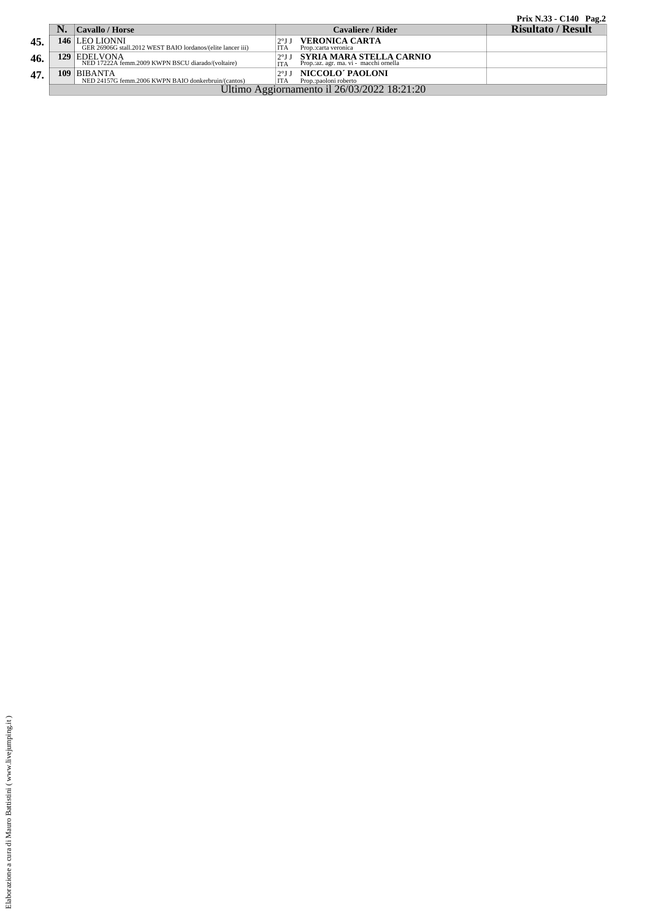**Prix N.33 - C140**

| | N. | Cavallo / Horse | Cavaliere / Rider | Risultato / Result |
|---|---|---|---|---|
| 45. | 146 | LEO LIONNI<br>GER 26906G stall.2012 WEST BAIO lordanos/(elite lancer iii) | 2°J J ITA **VERONICA CARTA**<br>Prop.:carta veronica | |
| 46. | 129 | EDELVONA<br>NED 17222A femm.2009 KWPN BSCU diarado/(voltaire) | 2°J J ITA **SYRIA MARA STELLA CARNIO**<br>Prop.:az. agr. ma. vi - macchi ornella | |
| 47. | 109 | BIBANTA<br>NED 24157G femm.2006 KWPN BAIO donkerbruin/(cantos) | 2°J J ITA **NICCOLO´ PAOLONI**<br>Prop.:paoloni roberto | |

Ultimo Aggiornamento il 26/03/2022 18:21:20

Elaborazione a cura di Mauro Battistini ( www.livejumping.it )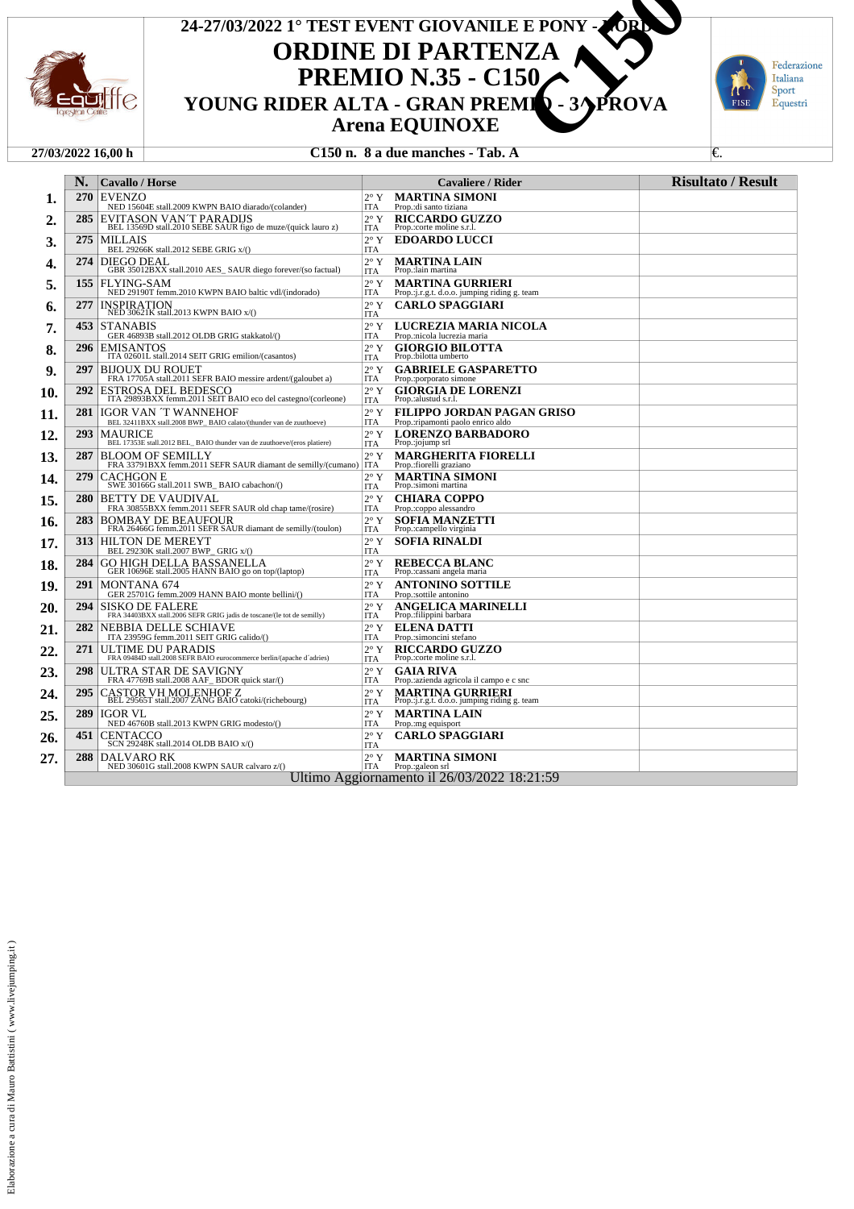# 24-27/03/2022 1° TEST EVENT GIOVANILE E PONY - NORD

# ORDINE DI PARTENZA

## PREMIO N.35 - C150

## YOUNG RIDER ALTA - GRAN PREMIO - 3^ PROVA

## Arena EQUINOXE

**27/03/2022 16,00 h** | **C150 n. 8 a due manches - Tab. A** | €.

| | N. | Cavallo / Horse | | Cavaliere / Rider | Risultato / Result |
|---|---|---|---|---|---|
| 1. | 270 | EVENZO<br>NED 15604E stall.2009 KWPN BAIO diarado/(colander) | 2° Y<br>ITA | **MARTINA SIMONI**<br>Prop.:di santo tiziana | |
| 2. | 285 | EVITASON VAN´T PARADIJS<br>BEL 13569D stall.2010 SEBE SAUR figo de muze/(quick lauro z) | 2° Y<br>ITA | **RICCARDO GUZZO**<br>Prop.:corte moline s.r.l. | |
| 3. | 275 | MILLAIS<br>BEL 29266K stall.2012 SEBE GRIG x/() | 2° Y<br>ITA | **EDOARDO LUCCI** | |
| 4. | 274 | DIEGO DEAL<br>GBR 35012BXX stall.2010 AES_ SAUR diego forever/(so factual) | 2° Y<br>ITA | **MARTINA LAIN**<br>Prop.:lain martina | |
| 5. | 155 | FLYING-SAM<br>NED 29190T femm.2010 KWPN BAIO baltic vdl/(indorado) | 2° Y<br>ITA | **MARTINA GURRIERI**<br>Prop.:j.r.g.t. d.o.o. jumping riding g. team | |
| 6. | 277 | INSPIRATION<br>NED 30621K stall.2013 KWPN BAIO x/() | 2° Y<br>ITA | **CARLO SPAGGIARI** | |
| 7. | 453 | STANABIS<br>GER 46893B stall.2012 OLDB GRIG stakkatol/() | 2° Y<br>ITA | **LUCREZIA MARIA NICOLA**<br>Prop.:nicola lucrezia maria | |
| 8. | 296 | EMISANTOS<br>ITA 02601L stall.2014 SEIT GRIG emilion/(casantos) | 2° Y<br>ITA | **GIORGIO BILOTTA**<br>Prop.:bilotta umberto | |
| 9. | 297 | BIJOUX DU ROUET<br>FRA 17705A stall.2011 SEFR BAIO messire ardent/(galoubet a) | 2° Y<br>ITA | **GABRIELE GASPARETTO**<br>Prop.:porporato simone | |
| 10. | 292 | ESTROSA DEL BEDESCO<br>ITA 29893BXX femm.2011 SEIT BAIO eco del castegno/(corleone) | 2° Y<br>ITA | **GIORGIA DE LORENZI**<br>Prop.:alustud s.r.l. | |
| 11. | 281 | IGOR VAN ´T WANNEHOF<br>BEL 32411BXX stall.2008 BWP_ BAIO calato/(thunder van de zuuthoeve) | 2° Y<br>ITA | **FILIPPO JORDAN PAGAN GRISO**<br>Prop.:ripamonti paolo enrico aldo | |
| 12. | 293 | MAURICE<br>BEL 17353E stall.2012 BEL_ BAIO thunder van de zuuthoeve/(eros platiere) | 2° Y<br>ITA | **LORENZO BARBADORO**<br>Prop.:jojump srl | |
| 13. | 287 | BLOOM OF SEMILLY<br>FRA 33791BXX femm.2011 SEFR SAUR diamant de semilly/(cumano) | 2° Y<br>ITA | **MARGHERITA FIORELLI**<br>Prop.:fiorelli graziano | |
| 14. | 279 | CACHGON E<br>SWE 30166G stall.2011 SWB_ BAIO cabachon/() | 2° Y<br>ITA | **MARTINA SIMONI**<br>Prop.:simoni martina | |
| 15. | 280 | BETTY DE VAUDIVAL<br>FRA 30855BXX femm.2011 SEFR SAUR old chap tame/(rosire) | 2° Y<br>ITA | **CHIARA COPPO**<br>Prop.:coppo alessandro | |
| 16. | 283 | BOMBAY DE BEAUFOUR<br>FRA 26466G femm.2011 SEFR SAUR diamant de semilly/(toulon) | 2° Y<br>ITA | **SOFIA MANZETTI**<br>Prop.:campello virginia | |
| 17. | 313 | HILTON DE MEREYT<br>BEL 29230K stall.2007 BWP_ GRIG x/() | 2° Y<br>ITA | **SOFIA RINALDI** | |
| 18. | 284 | GO HIGH DELLA BASSANELLA<br>GER 10696E stall.2005 HANN BAIO go on top/(laptop) | 2° Y<br>ITA | **REBECCA BLANC**<br>Prop.:cassani angela maria | |
| 19. | 291 | MONTANA 674<br>GER 25701G femm.2009 HANN BAIO monte bellini/() | 2° Y<br>ITA | **ANTONINO SOTTILE**<br>Prop.:sottile antonino | |
| 20. | 294 | SISKO DE FALERE<br>FRA 34403BXX stall.2006 SEFR GRIG jadis de toscane/(le tot de semilly) | 2° Y<br>ITA | **ANGELICA MARINELLI**<br>Prop.:filippini barbara | |
| 21. | 282 | NEBBIA DELLE SCHIAVE<br>ITA 23959G femm.2011 SEIT GRIG calido/() | 2° Y<br>ITA | **ELENA DATTI**<br>Prop.:simoncini stefano | |
| 22. | 271 | ULTIME DU PARADIS<br>FRA 09484D stall.2008 SEFR BAIO eurocommerce berlin/(apache d´adries) | 2° Y<br>ITA | **RICCARDO GUZZO**<br>Prop.:corte moline s.r.l. | |
| 23. | 298 | ULTRA STAR DE SAVIGNY<br>FRA 47769B stall.2008 AAF_ BDOR quick star/() | 2° Y<br>ITA | **GAIA RIVA**<br>Prop.:azienda agricola il campo e c snc | |
| 24. | 295 | CASTOR VH MOLENHOF Z<br>BEL 29565T stall.2007 ZANG BAIO catoki/(richebourg) | 2° Y<br>ITA | **MARTINA GURRIERI**<br>Prop.:j.r.g.t. d.o.o. jumping riding g. team | |
| 25. | 289 | IGOR VL<br>NED 46760B stall.2013 KWPN GRIG modesto/() | 2° Y<br>ITA | **MARTINA LAIN**<br>Prop.:mg equisport | |
| 26. | 451 | CENTACCO<br>SCN 29248K stall.2014 OLDB BAIO x/() | 2° Y<br>ITA | **CARLO SPAGGIARI** | |
| 27. | 288 | DALVARO RK<br>NED 30601G stall.2008 KWPN SAUR calvaro z/() | 2° Y<br>ITA | **MARTINA SIMONI**<br>Prop.:galeon srl | |

Ultimo Aggiornamento il 26/03/2022 18:21:59

Elaborazione a cura di Mauro Battistini ( www.livejumping.it )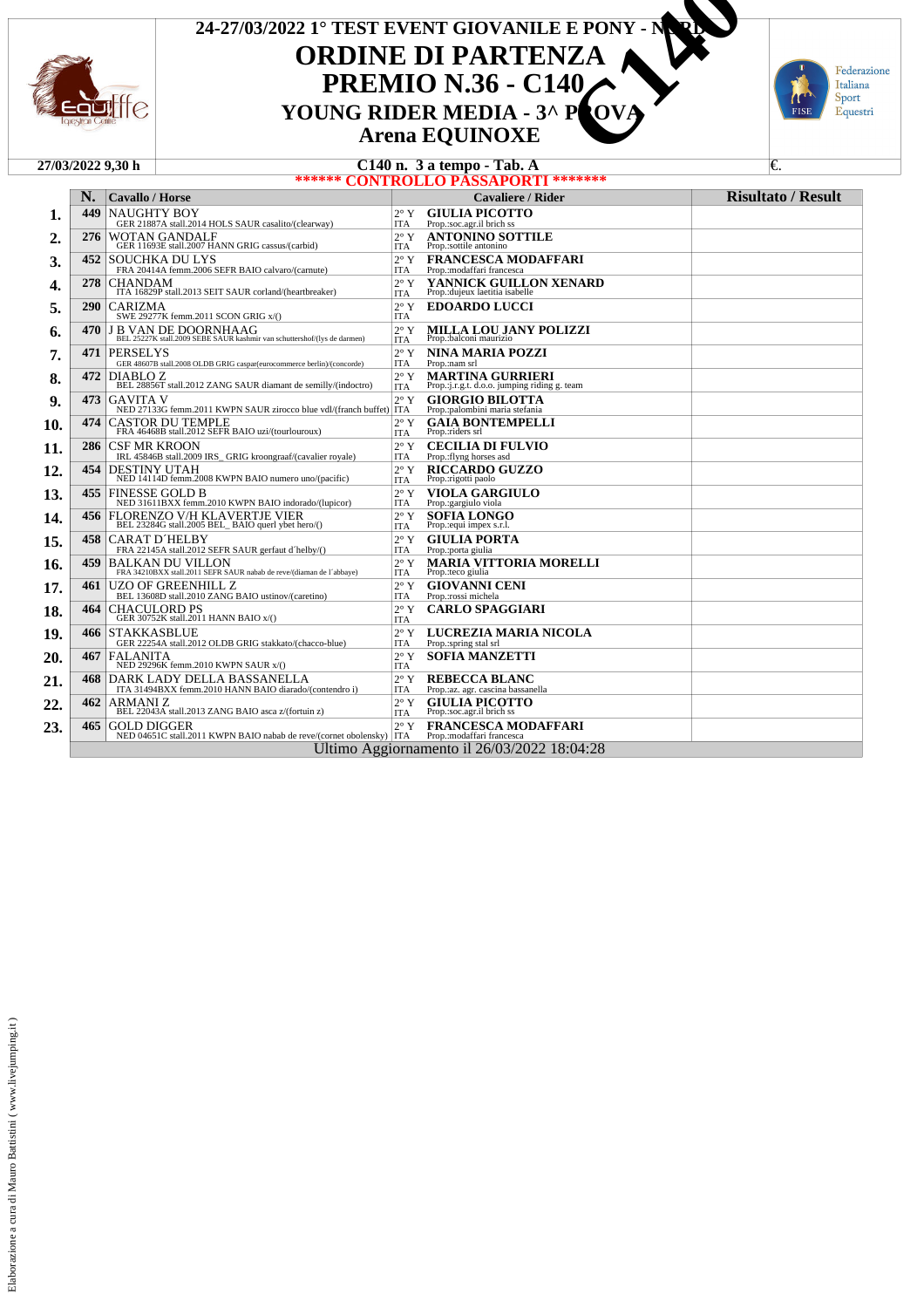# 24-27/03/2022 1° TEST EVENT GIOVANILE E PONY - NORD

# ORDINE DI PARTENZA
# PREMIO N.36 - C140
## YOUNG RIDER MEDIA - 3^ PROVA
## Arena EQUINOXE

**27/03/2022 9,30 h** | **C140 n. 3 a tempo - Tab. A** | €.

****** CONTROLLO PASSAPORTI *******

| | N. | Cavallo / Horse | | Cavaliere / Rider | Risultato / Result |
|---|---|---|---|---|---|
| 1. | 449 | NAUGHTY BOY<br>GER 21887A stall.2014 HOLS SAUR casalito/(clearway) | 2° Y<br>ITA | GIULIA PICOTTO<br>Prop.:soc.agr.il brich ss | |
| 2. | 276 | WOTAN GANDALF<br>GER 11693E stall.2007 HANN GRIG cassus/(carbid) | 2° Y<br>ITA | ANTONINO SOTTILE<br>Prop.:sottile antonino | |
| 3. | 452 | SOUCHKA DU LYS<br>FRA 20414A femm.2006 SEFR BAIO calvaro/(carnute) | 2° Y<br>ITA | FRANCESCA MODAFFARI<br>Prop.:modaffari francesca | |
| 4. | 278 | CHANDAM<br>ITA 16829P stall.2013 SEIT SAUR corland/(heartbreaker) | 2° Y<br>ITA | YANNICK GUILLON XENARD<br>Prop.:dujeux laetitia isabelle | |
| 5. | 290 | CARIZMA<br>SWE 29277K femm.2011 SCON GRIG x/() | 2° Y<br>ITA | EDOARDO LUCCI | |
| 6. | 470 | J B VAN DE DOORNHAAG<br>BEL 25227K stall.2009 SEBE SAUR kashmir van schuttershof/(lys de darmen) | 2° Y<br>ITA | MILLA LOU JANY POLIZZI<br>Prop.:balconi maurizio | |
| 7. | 471 | PERSELYS<br>GER 48607B stall.2008 OLDB GRIG caspar(eurocommerce berlin)/(concorde) | 2° Y<br>ITA | NINA MARIA POZZI<br>Prop.:nam srl | |
| 8. | 472 | DIABLO Z<br>BEL 28856T stall.2012 ZANG SAUR diamant de semilly/(indoctro) | 2° Y<br>ITA | MARTINA GURRIERI<br>Prop.:j.r.g.t. d.o.o. jumping riding g. team | |
| 9. | 473 | GAVITA V<br>NED 27133G femm.2011 KWPN SAUR zirocco blue vdl/(franch buffet) | 2° Y<br>ITA | GIORGIO BILOTTA<br>Prop.:palombini maria stefania | |
| 10. | 474 | CASTOR DU TEMPLE<br>FRA 46468B stall.2012 SEFR BAIO uzi/(tourlouroux) | 2° Y<br>ITA | GAIA BONTEMPELLI<br>Prop.:riders srl | |
| 11. | 286 | CSF MR KROON<br>IRL 45846B stall.2009 IRS_ GRIG kroongraaf/(cavalier royale) | 2° Y<br>ITA | CECILIA DI FULVIO<br>Prop.:flyng horses asd | |
| 12. | 454 | DESTINY UTAH<br>NED 14114D femm.2008 KWPN BAIO numero uno/(pacific) | 2° Y<br>ITA | RICCARDO GUZZO<br>Prop.:rigotti paolo | |
| 13. | 455 | FINESSE GOLD B<br>NED 31611BXX femm.2010 KWPN BAIO indorado/(lupicor) | 2° Y<br>ITA | VIOLA GARGIULO<br>Prop.:gargiulo viola | |
| 14. | 456 | FLORENZO V/H KLAVERTJE VIER<br>BEL 23284G stall.2005 BEL_ BAIO querl ybet hero/() | 2° Y<br>ITA | SOFIA LONGO<br>Prop.:equi impex s.r.l. | |
| 15. | 458 | CARAT D´HELBY<br>FRA 22145A stall.2012 SEFR SAUR gerfaut d´helby/() | 2° Y<br>ITA | GIULIA PORTA<br>Prop.:porta giulia | |
| 16. | 459 | BALKAN DU VILLON<br>FRA 34210BXX stall.2011 SEFR SAUR nabab de reve/(diaman de l´abbaye) | 2° Y<br>ITA | MARIA VITTORIA MORELLI<br>Prop.:teco giulia | |
| 17. | 461 | UZO OF GREENHILL Z<br>BEL 13608D stall.2010 ZANG BAIO ustinov/(caretino) | 2° Y<br>ITA | GIOVANNI CENI<br>Prop.:rossi michela | |
| 18. | 464 | CHACULORD PS<br>GER 30752K stall.2011 HANN BAIO x/() | 2° Y<br>ITA | CARLO SPAGGIARI | |
| 19. | 466 | STAKKASBLUE<br>GER 22254A stall.2012 OLDB GRIG stakkato/(chacco-blue) | 2° Y<br>ITA | LUCREZIA MARIA NICOLA<br>Prop.:spring stal srl | |
| 20. | 467 | FALANITA<br>NED 29296K femm.2010 KWPN SAUR x/() | 2° Y<br>ITA | SOFIA MANZETTI | |
| 21. | 468 | DARK LADY DELLA BASSANELLA<br>ITA 31494BXX femm.2010 HANN BAIO diarado/(contendro i) | 2° Y<br>ITA | REBECCA BLANC<br>Prop.:az. agr. cascina bassanella | |
| 22. | 462 | ARMANI Z<br>BEL 22043A stall.2013 ZANG BAIO asca z/(fortuin z) | 2° Y<br>ITA | GIULIA PICOTTO<br>Prop.:soc.agr.il brich ss | |
| 23. | 465 | GOLD DIGGER<br>NED 04651C stall.2011 KWPN BAIO nabab de reve/(cornet obolensky) | 2° Y<br>ITA | FRANCESCA MODAFFARI<br>Prop.:modaffari francesca | |

Ultimo Aggiornamento il 26/03/2022 18:04:28

Elaborazione a cura di Mauro Battistini ( www.livejumping.it )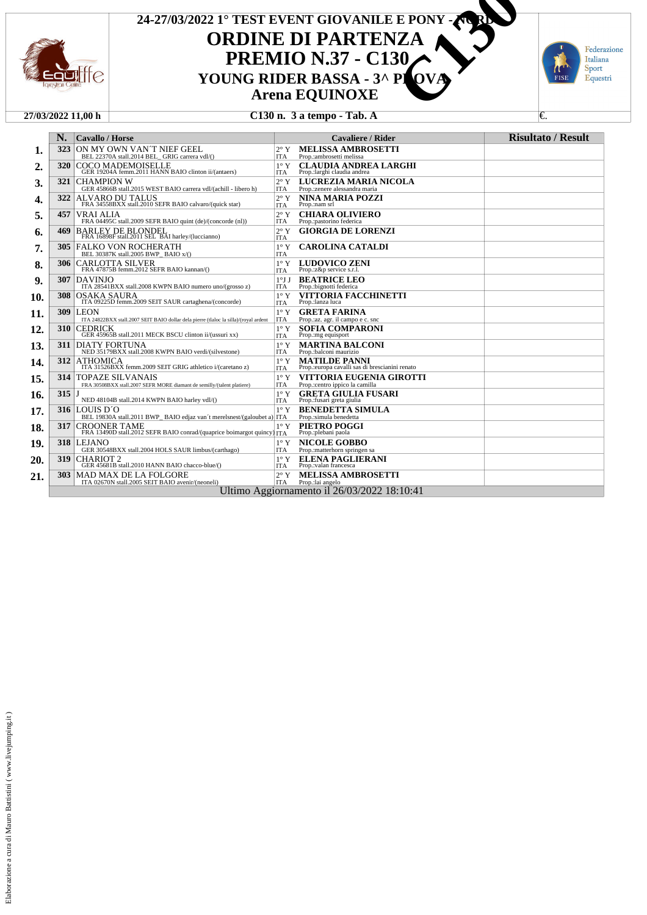# 24-27/03/2022 1° TEST EVENT GIOVANILE E PONY - NORD

# ORDINE DI PARTENZA

## PREMIO N.37 - C130

### YOUNG RIDER BASSA - 3^ PROVA

### Arena EQUINOXE

C130

27/03/2022 11,00 h | C130 n. 3 a tempo - Tab. A | €.

| | N. | Cavallo / Horse | | Cavaliere / Rider | Risultato / Result |
|---|---|---|---|---|---|
| 1. | 323 | ON MY OWN VAN´T NIEF GEEL<br>BEL 22370A stall.2014 BEL_ GRIG carrera vdl/() | 2° Y<br>ITA | MELISSA AMBROSETTI<br>Prop.:ambrosetti melissa | |
| 2. | 320 | COCO MADEMOISELLE<br>GER 19204A femm.2011 HANN BAIO clinton ii/(antaers) | 1° Y<br>ITA | CLAUDIA ANDREA LARGHI<br>Prop.:larghi claudia andrea | |
| 3. | 321 | CHAMPION W<br>GER 45866B stall.2015 WEST BAIO carrera vdl/(achill - libero h) | 2° Y<br>ITA | LUCREZIA MARIA NICOLA<br>Prop.:zenere alessandra maria | |
| 4. | 322 | ALVARO DU TALUS<br>FRA 34558BXX stall.2010 SEFR BAIO calvaro/(quick star) | 2° Y<br>ITA | NINA MARIA POZZI<br>Prop.:nam srl | |
| 5. | 457 | VRAI ALIA<br>FRA 04495C stall.2009 SEFR BAIO quint (de)/(concorde (nl)) | 2° Y<br>ITA | CHIARA OLIVIERO<br>Prop.:pastorino federica | |
| 6. | 469 | BARLEY DE BLONDEL<br>FRA 16898F stall.2011 SEL BAI harley/(luccianno) | 2° Y<br>ITA | GIORGIA DE LORENZI | |
| 7. | 305 | FALKO VON ROCHERATH<br>BEL 30387K stall.2005 BWP_ BAIO x/() | 1° Y<br>ITA | CAROLINA CATALDI | |
| 8. | 306 | CARLOTTA SILVER<br>FRA 47875B femm.2012 SEFR BAIO kannan/() | 1° Y<br>ITA | LUDOVICO ZENI<br>Prop.:z&p service s.r.l. | |
| 9. | 307 | DAVINJO<br>ITA 28541BXX stall.2008 KWPN BAIO numero uno/(grosso z) | 1°J J<br>ITA | BEATRICE LEO<br>Prop.:bignotti federica | |
| 10. | 308 | OSAKA SAURA<br>ITA 09225D femm.2009 SEIT SAUR cartaghena/(concorde) | 1° Y<br>ITA | VITTORIA FACCHINETTI<br>Prop.:lanza luca | |
| 11. | 309 | LEON<br>ITA 24822BXX stall.2007 SEIT BAIO dollar dela pierre (tlaloc la silla)/(royal ardent | 1° Y<br>ITA | GRETA FARINA<br>Prop.:az. agr. il campo e c. snc | |
| 12. | 310 | CEDRICK<br>GER 45965B stall.2011 MECK BSCU clinton ii/(ussuri xx) | 1° Y<br>ITA | SOFIA COMPARONI<br>Prop.:mg equisport | |
| 13. | 311 | DIATY FORTUNA<br>NED 35179BXX stall.2008 KWPN BAIO verdi/(silvestone) | 1° Y<br>ITA | MARTINA BALCONI<br>Prop.:balconi maurizio | |
| 14. | 312 | ATHOMICA<br>ITA 31526BXX femm.2009 SEIT GRIG athletico i/(caretano z) | 1° Y<br>ITA | MATILDE PANNI<br>Prop.:europa cavalli sas di brescianini renato | |
| 15. | 314 | TOPAZE SILVANAIS<br>FRA 30508BXX stall.2007 SEFR MORE diamant de semilly/(talent platiere) | 1° Y<br>ITA | VITTORIA EUGENIA GIROTTI<br>Prop.:centro ippico la camilla | |
| 16. | 315 | J<br>NED 48104B stall.2014 KWPN BAIO harley vdl/() | 1° Y<br>ITA | GRETA GIULIA FUSARI<br>Prop.:fusari greta giulia | |
| 17. | 316 | LOUIS D´O<br>BEL 19830A stall.2011 BWP_ BAIO edjaz van´t merelsnest/(galoubet a) | 1° Y<br>ITA | BENEDETTA SIMULA<br>Prop.:simula benedetta | |
| 18. | 317 | CROONER TAME<br>FRA 13490D stall.2012 SEFR BAIO conrad/(quaprice boimargot quincy) | 1° Y<br>ITA | PIETRO POGGI<br>Prop.:plebani paola | |
| 19. | 318 | LEJANO<br>GER 30548BXX stall.2004 HOLS SAUR limbus/(carthago) | 1° Y<br>ITA | NICOLE GOBBO<br>Prop.:matterhorn springen sa | |
| 20. | 319 | CHARIOT 2<br>GER 45681B stall.2010 HANN BAIO chacco-blue/() | 1° Y<br>ITA | ELENA PAGLIERANI<br>Prop.:valan francesca | |
| 21. | 303 | MAD MAX DE LA FOLGORE<br>ITA 02670N stall.2005 SEIT BAIO avenir/(neoneli) | 2° Y<br>ITA | MELISSA AMBROSETTI<br>Prop.:lai angelo | |

Ultimo Aggiornamento il 26/03/2022 18:10:41

Elaborazione a cura di Mauro Battistini ( www.livejumping.it )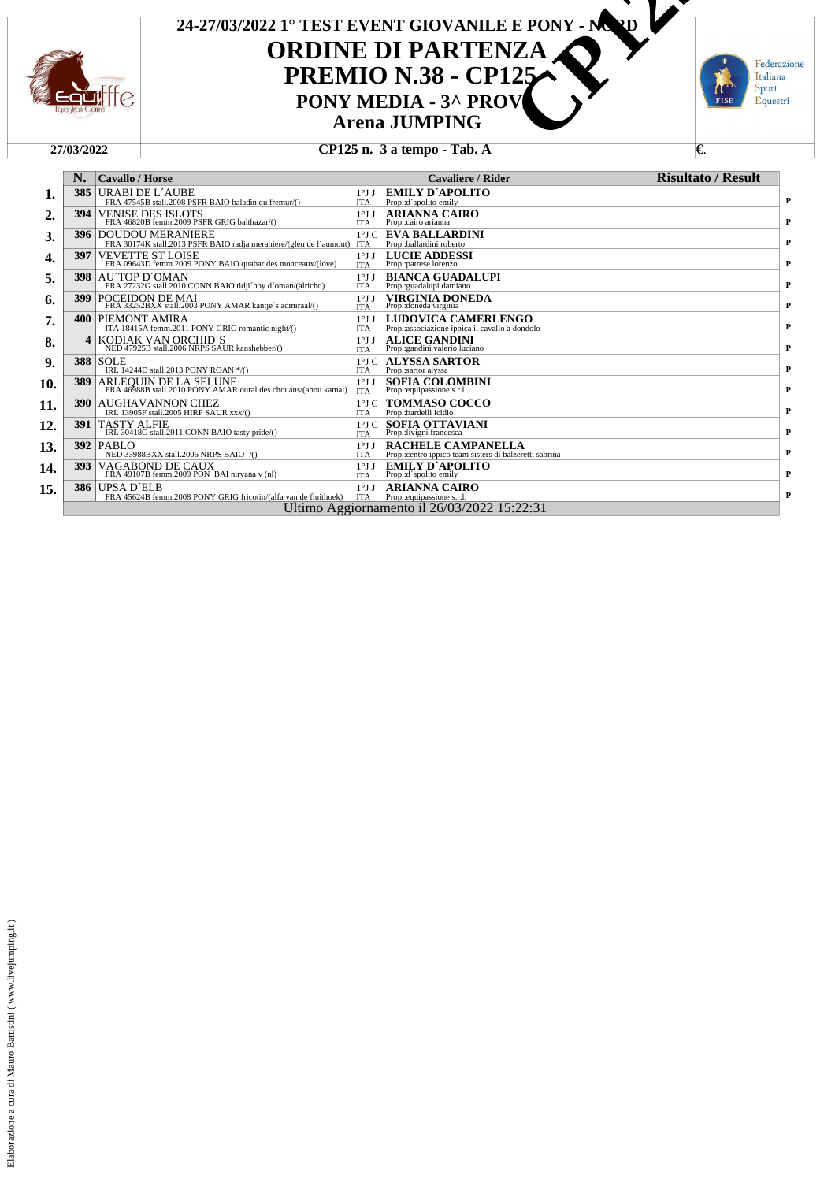# 24-27/03/2022 1° TEST EVENT GIOVANILE E PONY - NORD

## ORDINE DI PARTENZA

## PREMIO N.38 - CP125

### PONY MEDIA - 3^ PROVA

### Arena JUMPING

**27/03/2022** | **CP125 n. 3 a tempo - Tab. A** | €.

| | N. | Cavallo / Horse | | Cavaliere / Rider | Risultato / Result | |
|---|---|---|---|---|---|---|
| 1. | 385 | URABI DE L´AUBE<br>FRA 47545B stall.2008 PSFR BAIO baladin du fremur/() | 1°J J<br>ITA | **EMILY D´APOLITO**<br>Prop.:d´apolito emily | | P |
| 2. | 394 | VENISE DES ISLOTS<br>FRA 46820B femm.2009 PSFR GRIG balthazar/() | 1°J J<br>ITA | **ARIANNA CAIRO**<br>Prop.:cairo arianna | | P |
| 3. | 396 | DOUDOU MERANIERE<br>FRA 30174K stall.2013 PSFR BAIO radja meraniere/(glen de l´aumont) | 1°J C<br>ITA | **EVA BALLARDINI**<br>Prop.:ballardini roberto | | P |
| 4. | 397 | VEVETTE ST LOISE<br>FRA 09643D femm.2009 PONY BAIO quabar des monceaux/(love) | 1°J J<br>ITA | **LUCIE ADDESSI**<br>Prop.:patrese lorenzo | | P |
| 5. | 398 | AU´TOP D´OMAN<br>FRA 27232G stall.2010 CONN BAIO tidji´boy d´oman/(alricho) | 1°J J<br>ITA | **BIANCA GUADALUPI**<br>Prop.:guadalupi damiano | | P |
| 6. | 399 | POCEIDON DE MAI<br>FRA 33252BXX stall.2003 PONY AMAR kantje´s admiraal/() | 1°J J<br>ITA | **VIRGINIA DONEDA**<br>Prop.:doneda virginia | | P |
| 7. | 400 | PIEMONT AMIRA<br>ITA 18415A femm.2011 PONY GRIG romantic night/() | 1°J J<br>ITA | **LUDOVICA CAMERLENGO**<br>Prop.:associazione ippica il cavallo a dondolo | | P |
| 8. | 4 | KODIAK VAN ORCHID´S<br>NED 47925B stall.2006 NRPS SAUR kanshebber/() | 1°J J<br>ITA | **ALICE GANDINI**<br>Prop.:gandini valerio luciano | | P |
| 9. | 388 | SOLE<br>IRL 14244D stall.2013 PONY ROAN */() | 1°J C<br>ITA | **ALYSSA SARTOR**<br>Prop.:sartor alyssa | | P |
| 10. | 389 | ARLEQUIN DE LA SELUNE<br>FRA 46988B stall.2010 PONY AMAR oural des chouans/(abou kamal) | 1°J J<br>ITA | **SOFIA COLOMBINI**<br>Prop.:equipassione s.r.l. | | P |
| 11. | 390 | AUGHAVANNON CHEZ<br>IRL 13905F stall.2005 HIRP SAUR xxx/() | 1°J C<br>ITA | **TOMMASO COCCO**<br>Prop.:bardelli icidio | | P |
| 12. | 391 | TASTY ALFIE<br>IRL 30418G stall.2011 CONN BAIO tasty pride/() | 1°J C<br>ITA | **SOFIA OTTAVIANI**<br>Prop.:livigni francesca | | P |
| 13. | 392 | PABLO<br>NED 33988BXX stall.2006 NRPS BAIO -/() | 1°J J<br>ITA | **RACHELE CAMPANELLA**<br>Prop.:centro ippico team sisters di balzeretti sabrina | | P |
| 14. | 393 | VAGABOND DE CAUX<br>FRA 49107B femm.2009 PON BAI nirvana v (nl) | 1°J J<br>ITA | **EMILY D´APOLITO**<br>Prop.:d´apolito emily | | P |
| 15. | 386 | UPSA D´ELB<br>FRA 45624B femm.2008 PONY GRIG fricotin/(alfa van de fluithoek) | 1°J J<br>ITA | **ARIANNA CAIRO**<br>Prop.:equipassione s.r.l. | | P |

Ultimo Aggiornamento il 26/03/2022 15:22:31

Elaborazione a cura di Mauro Battistini ( www.livejumping.it )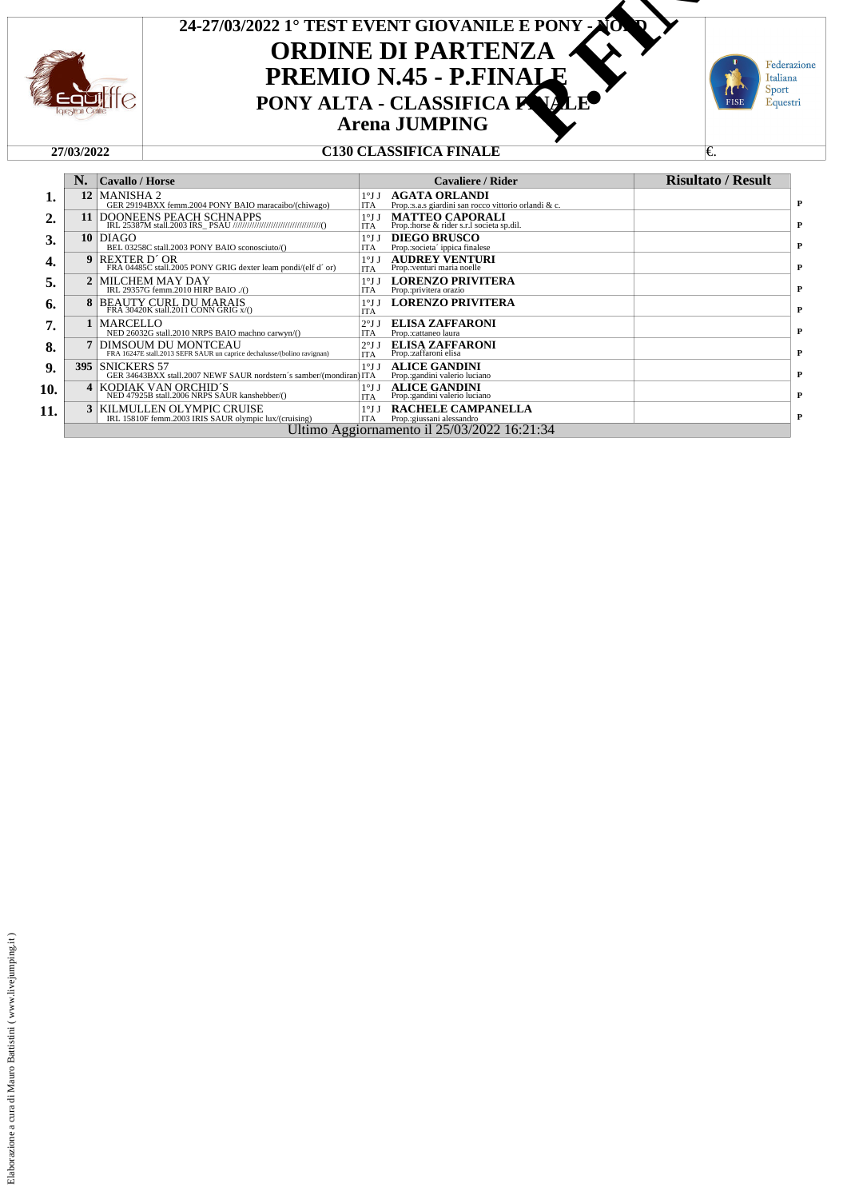# 24-27/03/2022 1° TEST EVENT GIOVANILE E PONY - NORD

## ORDINE DI PARTENZA

## PREMIO N.45 - P.FINALE

### PONY ALTA - CLASSIFICA FINALE

### Arena JUMPING

P.FINALE

27/03/2022 | C130 CLASSIFICA FINALE | €.

| | N. | Cavallo / Horse | | Cavaliere / Rider | Risultato / Result | |
|---|---|---|---|---|---|---|
| 1. | 12 | MANISHA 2<br>GER 29194BXX femm.2004 PONY BAIO maracaibo/(chiwago) | 1°J J<br>ITA | AGATA ORLANDI<br>Prop.:s.a.s giardini san rocco vittorio orlandi & c. | | P |
| 2. | 11 | DOONEENS PEACH SCHNAPPS<br>IRL 25387M stall.2003 IRS_ PSAU //////////////////////////////////////() | 1°J J<br>ITA | MATTEO CAPORALI<br>Prop.:horse & rider s.r.l societa sp.dil. | | P |
| 3. | 10 | DIAGO<br>BEL 03258C stall.2003 PONY BAIO sconosciuto/() | 1°J J<br>ITA | DIEGO BRUSCO<br>Prop.:societa´ ippica finalese | | P |
| 4. | 9 | REXTER D´ OR<br>FRA 04485C stall.2005 PONY GRIG dexter leam pondi/(elf d´ or) | 1°J J<br>ITA | AUDREY VENTURI<br>Prop.:venturi maria noelle | | P |
| 5. | 2 | MILCHEM MAY DAY<br>IRL 29357G femm.2010 HIRP BAIO ./() | 1°J J<br>ITA | LORENZO PRIVITERA<br>Prop.:privitera orazio | | P |
| 6. | 8 | BEAUTY CURL DU MARAIS<br>FRA 30420K stall.2011 CONN GRIG x/() | 1°J J<br>ITA | LORENZO PRIVITERA | | P |
| 7. | 1 | MARCELLO<br>NED 26032G stall.2010 NRPS BAIO machno carwyn/() | 2°J J<br>ITA | ELISA ZAFFARONI<br>Prop.:cattaneo laura | | P |
| 8. | 7 | DIMSOUM DU MONTCEAU<br>FRA 16247E stall.2013 SEFR SAUR un caprice dechalusse/(bolino ravignan) | 2°J J<br>ITA | ELISA ZAFFARONI<br>Prop.:zaffaroni elisa | | P |
| 9. | 395 | SNICKERS 57<br>GER 34643BXX stall.2007 NEWF SAUR nordstern´s samber/(mondiran) | 1°J J<br>ITA | ALICE GANDINI<br>Prop.:gandini valerio luciano | | P |
| 10. | 4 | KODIAK VAN ORCHID´S<br>NED 47925B stall.2006 NRPS SAUR kanshebber/() | 1°J J<br>ITA | ALICE GANDINI<br>Prop.:gandini valerio luciano | | P |
| 11. | 3 | KILMULLEN OLYMPIC CRUISE<br>IRL 15810F femm.2003 IRIS SAUR olympic lux/(cruising) | 1°J J<br>ITA | RACHELE CAMPANELLA<br>Prop.:giussani alessandro | | P |

Ultimo Aggiornamento il 25/03/2022 16:21:34

Elaborazione a cura di Mauro Battistini ( www.livejumping.it )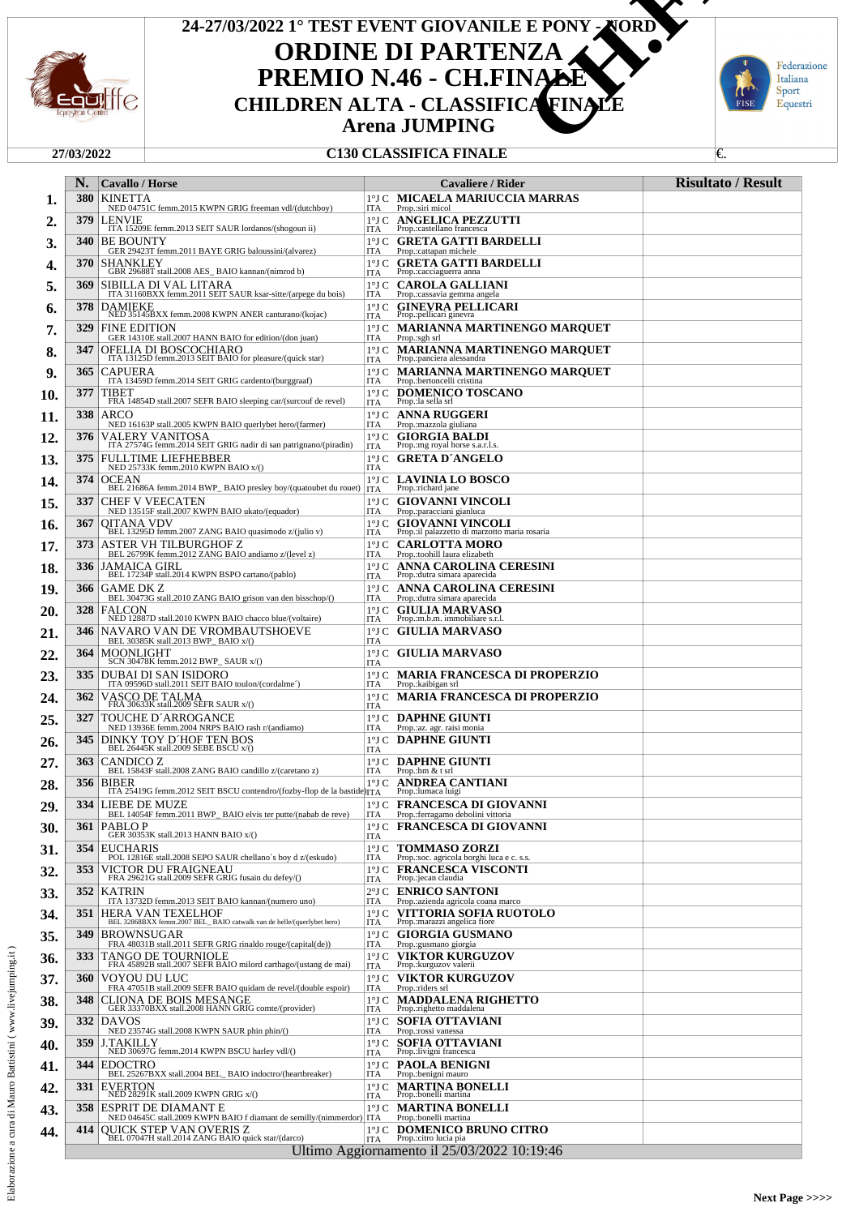# 24-27/03/2022 1° TEST EVENT GIOVANILE E PONY - NORD

# ORDINE DI PARTENZA

# PREMIO N.46 - CH.FINALE

## CHILDREN ALTA - CLASSIFICA FINALE

## Arena JUMPING

**27/03/2022** | **C130 CLASSIFICA FINALE** | €.

CH.F.

| | N. | Cavallo / Horse | Cavaliere / Rider | Risultato / Result |
|---|---|---|---|---|
| 1. | 380 | KINETTA<br>NED 04751C femm.2015 KWPN GRIG freeman vdl/(dutchboy) | 1°J C **MICAELA MARIUCCIA MARRAS**<br>ITA Prop.:siri micol | |
| 2. | 379 | LENVIE<br>ITA 15209E femm.2013 SEIT SAUR lordanos/(shogoun ii) | 1°J C **ANGELICA PEZZUTTI**<br>ITA Prop.:castellano francesca | |
| 3. | 340 | BE BOUNTY<br>GER 29423T femm.2011 BAYE GRIG baloussini/(alvarez) | 1°J C **GRETA GATTI BARDELLI**<br>ITA Prop.:cattapan michele | |
| 4. | 370 | SHANKLEY<br>GBR 29688T stall.2008 AES_ BAIO kannan/(nimrod b) | 1°J C **GRETA GATTI BARDELLI**<br>ITA Prop.:cacciaguerra anna | |
| 5. | 369 | SIBILLA DI VAL LITARA<br>ITA 31160BXX femm.2011 SEIT SAUR ksar-sitte/(arpege du bois) | 1°J C **CAROLA GALLIANI**<br>ITA Prop.:cassavia gemma angela | |
| 6. | 378 | DAMIEKE<br>NED 35145BXX femm.2008 KWPN ANER canturano/(kojac) | 1°J C **GINEVRA PELLICARI**<br>ITA Prop.:pellicari ginevra | |
| 7. | 329 | FINE EDITION<br>GER 14310E stall.2007 HANN BAIO for edition/(don juan) | 1°J C **MARIANNA MARTINENGO MARQUET**<br>ITA Prop.:sgh srl | |
| 8. | 347 | OFELIA DI BOSCOCHIARO<br>ITA 13125D femm.2013 SEIT BAIO for pleasure/(quick star) | 1°J C **MARIANNA MARTINENGO MARQUET**<br>ITA Prop.:panciera alessandra | |
| 9. | 365 | CAPUERA<br>ITA 13459D femm.2014 SEIT GRIG cardento/(burggraaf) | 1°J C **MARIANNA MARTINENGO MARQUET**<br>ITA Prop.:bertoncelli cristina | |
| 10. | 377 | TIBET<br>FRA 14854D stall.2007 SEFR BAIO sleeping car/(surcouf de revel) | 1°J C **DOMENICO TOSCANO**<br>ITA Prop.:la sella srl | |
| 11. | 338 | ARCO<br>NED 16163P stall.2005 KWPN BAIO querlybet hero/(farmer) | 1°J C **ANNA RUGGERI**<br>ITA Prop.:mazzola giuliana | |
| 12. | 376 | VALERY VANITOSA<br>ITA 27574G femm.2014 SEIT GRIG nadir di san patrignano/(piradin) | 1°J C **GIORGIA BALDI**<br>ITA Prop.:mg royal horse s.a.r.l.s. | |
| 13. | 375 | FULLTIME LIEFHEBBER<br>NED 25733K femm.2010 KWPN BAIO x/() | 1°J C **GRETA D´ANGELO**<br>ITA | |
| 14. | 374 | OCEAN<br>BEL 21686A femm.2014 BWP_ BAIO presley boy/(quatoubet du rouet) | 1°J C **LAVINIA LO BOSCO**<br>ITA Prop.:richard jane | |
| 15. | 337 | CHEF V VEECATEN<br>NED 13515F stall.2007 KWPN BAIO ukato/(equador) | 1°J C **GIOVANNI VINCOLI**<br>ITA Prop.:paracciani gianluca | |
| 16. | 367 | QITANA VDV<br>BEL 13295D femm.2007 ZANG BAIO quasimodo z/(julio v) | 1°J C **GIOVANNI VINCOLI**<br>ITA Prop.:il palazzetto di marzotto maria rosaria | |
| 17. | 373 | ASTER VH TILBURGHOF Z<br>BEL 26799K femm.2012 ZANG BAIO andiamo z/(level z) | 1°J C **CARLOTTA MORO**<br>ITA Prop.:toohill laura elizabeth | |
| 18. | 336 | JAMAICA GIRL<br>BEL 17234P stall.2014 KWPN BSPO cartano/(pablo) | 1°J C **ANNA CAROLINA CERESINI**<br>ITA Prop.:dutra simara aparecida | |
| 19. | 366 | GAME DK Z<br>BEL 30473G stall.2010 ZANG BAIO grison van den bisschop/() | 1°J C **ANNA CAROLINA CERESINI**<br>ITA Prop.:dutra simara aparecida | |
| 20. | 328 | FALCON<br>NED 12887D stall.2010 KWPN BAIO chacco blue/(voltaire) | 1°J C **GIULIA MARVASO**<br>ITA Prop.:m.b.m. immobiliare s.r.l. | |
| 21. | 346 | NAVARO VAN DE VROMBAUTSHOEVE<br>BEL 30385K stall.2013 BWP_ BAIO x/() | 1°J C **GIULIA MARVASO**<br>ITA | |
| 22. | 364 | MOONLIGHT<br>SCN 30478K femm.2012 BWP_ SAUR x/() | 1°J C **GIULIA MARVASO**<br>ITA | |
| 23. | 335 | DUBAI DI SAN ISIDORO<br>ITA 09596D stall.2011 SEIT BAIO toulon/(cordalme´) | 1°J C **MARIA FRANCESCA DI PROPERZIO**<br>ITA Prop.:kaibigan srl | |
| 24. | 362 | VASCO DE TALMA<br>FRA 30633K stall.2009 SEFR SAUR x/() | 1°J C **MARIA FRANCESCA DI PROPERZIO**<br>ITA | |
| 25. | 327 | TOUCHE D´ARROGANCE<br>NED 13936E femm.2004 NRPS BAIO rash r/(andiamo) | 1°J C **DAPHNE GIUNTI**<br>ITA Prop.:az. agr. raisi monia | |
| 26. | 345 | DINKY TOY D´HOF TEN BOS<br>BEL 26445K stall.2009 SEBE BSCU x/() | 1°J C **DAPHNE GIUNTI**<br>ITA | |
| 27. | 363 | CANDICO Z<br>BEL 15843F stall.2008 ZANG BAIO candillo z/(caretano z) | 1°J C **DAPHNE GIUNTI**<br>ITA Prop.:hm & t srl | |
| 28. | 356 | BIBER<br>ITA 25419G femm.2012 SEIT BSCU contendro/(fozby-flop de la bastide) | 1°J C **ANDREA CANTIANI**<br>ITA Prop.:lumaca luigi | |
| 29. | 334 | LIEBE DE MUZE<br>BEL 14054F femm.2011 BWP_ BAIO elvis ter putte/(nabab de reve) | 1°J C **FRANCESCA DI GIOVANNI**<br>ITA Prop.:ferragamo debolini vittoria | |
| 30. | 361 | PABLO P<br>GER 30353K stall.2013 HANN BAIO x/() | 1°J C **FRANCESCA DI GIOVANNI**<br>ITA | |
| 31. | 354 | EUCHARIS<br>POL 12816E stall.2008 SEPO SAUR chellano´s boy d z/(eskudo) | 1°J C **TOMMASO ZORZI**<br>ITA Prop.:soc. agricola borghi luca e c. s.s. | |
| 32. | 353 | VICTOR DU FRAIGNEAU<br>FRA 29621G stall.2009 SEFR GRIG fusain du defey/() | 1°J C **FRANCESCA VISCONTI**<br>ITA Prop.:jecan claudia | |
| 33. | 352 | KATRIN<br>ITA 13732D femm.2013 SEIT BAIO kannan/(numero uno) | 2°J C **ENRICO SANTONI**<br>ITA Prop.:azienda agricola coana marco | |
| 34. | 351 | HERA VAN TEXELHOF<br>BEL 32868BXX femm.2007 BEL_ BAIO catwalk van de helle/(querlybet hero) | 1°J C **VITTORIA SOFIA RUOTOLO**<br>ITA Prop.:marazzi angelica fiore | |
| 35. | 349 | BROWNSUGAR<br>FRA 48031B stall.2011 SEFR GRIG rinaldo rouge/(capital(de)) | 1°J C **GIORGIA GUSMANO**<br>ITA Prop.:gusmano giorgia | |
| 36. | 333 | TANGO DE TOURNIOLE<br>FRA 45892B stall.2007 SEFR BAIO milord carthago/(ustang de mai) | 1°J C **VIKTOR KURGUZOV**<br>ITA Prop.:kurguzov valerii | |
| 37. | 360 | VOYOU DU LUC<br>FRA 47051B stall.2009 SEFR BAIO quidam de revel/(double espoir) | 1°J C **VIKTOR KURGUZOV**<br>ITA Prop.:riders srl | |
| 38. | 348 | CLIONA DE BOIS MESANGE<br>GER 33370BXX stall.2008 HANN GRIG comte/(provider) | 1°J C **MADDALENA RIGHETTO**<br>ITA Prop.:righetto maddalena | |
| 39. | 332 | DAVOS<br>NED 23574G stall.2008 KWPN SAUR phin phin/() | 1°J C **SOFIA OTTAVIANI**<br>ITA Prop.:rossi vanessa | |
| 40. | 359 | J.TAKILLY<br>NED 30697G femm.2014 KWPN BSCU harley vdl/() | 1°J C **SOFIA OTTAVIANI**<br>ITA Prop.:livigni francesca | |
| 41. | 344 | EDOCTRO<br>BEL 25267BXX stall.2004 BEL_ BAIO indoctro/(heartbreaker) | 1°J C **PAOLA BENIGNI**<br>ITA Prop.:benigni mauro | |
| 42. | 331 | EVERTON<br>NED 28291K stall.2009 KWPN GRIG x/() | 1°J C **MARTINA BONELLI**<br>ITA Prop.:bonelli martina | |
| 43. | 358 | ESPRIT DE DIAMANT E<br>NED 04645C stall.2009 KWPN BAIO f diamant de semilly/(nimmerdor) | 1°J C **MARTINA BONELLI**<br>ITA Prop.:bonelli martina | |
| 44. | 414 | QUICK STEP VAN OVERIS Z<br>BEL 07047H stall.2014 ZANG BAIO quick star/(darco) | 1°J C **DOMENICO BRUNO CITRO**<br>ITA Prop.:citro lucia pia | |

Ultimo Aggiornamento il 25/03/2022 10:19:46

Elaborazione a cura di Mauro Battistini ( www.livejumping.it )

Next Page >>>>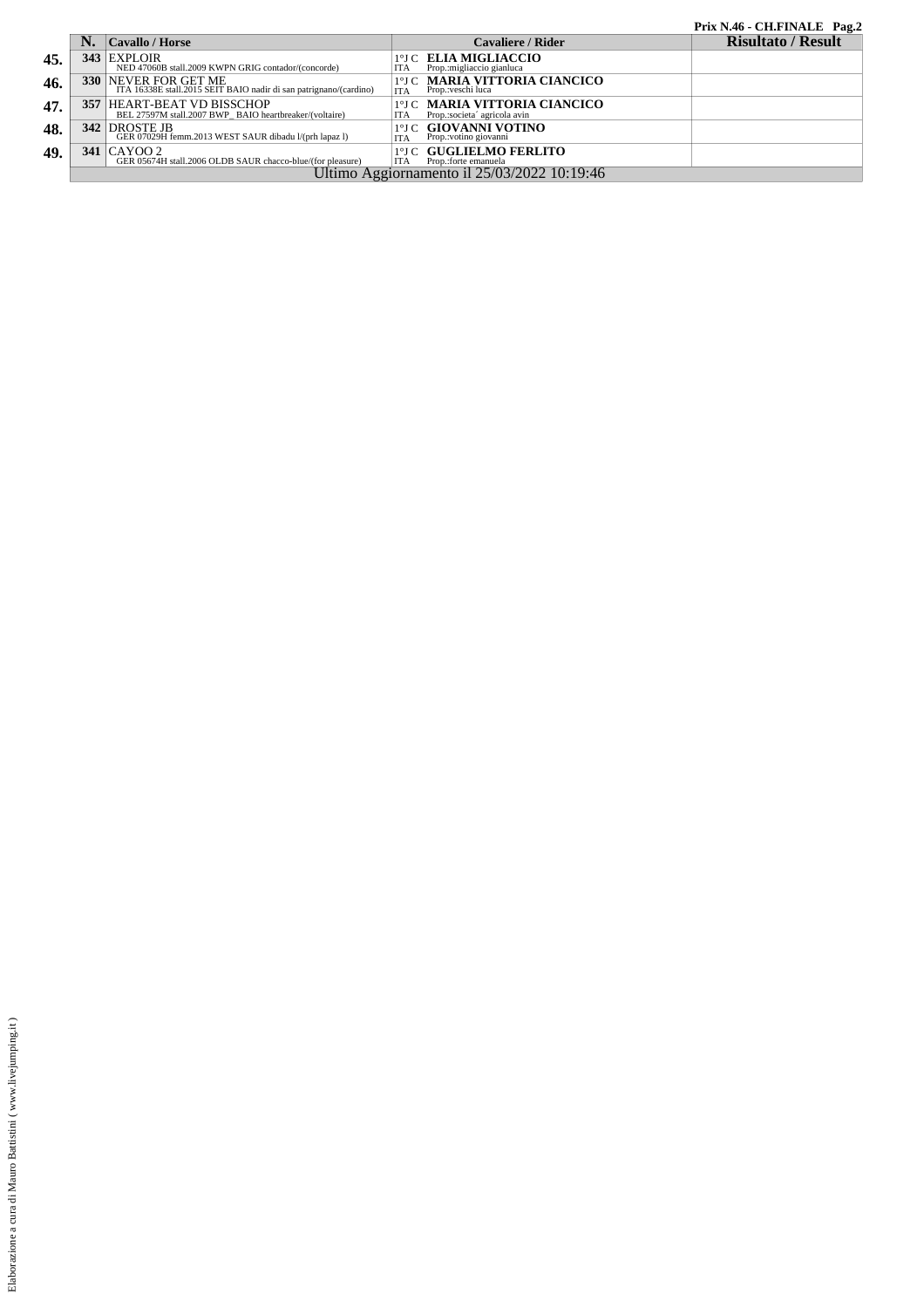**Prix N.46 - CH.FINALE Pag.2**

| | N. | Cavallo / Horse | Cavaliere / Rider | Risultato / Result |
|---|---|---|---|---|
| **45.** | **343** | EXPLOIR<br>NED 47060B stall.2009 KWPN GRIG contador/(concorde) | 1°J C **ELIA MIGLIACCIO**<br>ITA Prop.:migliaccio gianluca | |
| **46.** | **330** | NEVER FOR GET ME<br>ITA 16338E stall.2015 SEIT BAIO nadir di san patrignano/(cardino) | 1°J C **MARIA VITTORIA CIANCICO**<br>ITA Prop.:veschi luca | |
| **47.** | **357** | HEART-BEAT VD BISSCHOP<br>BEL 27597M stall.2007 BWP_ BAIO heartbreaker/(voltaire) | 1°J C **MARIA VITTORIA CIANCICO**<br>ITA Prop.:societa' agricola avin | |
| **48.** | **342** | DROSTE JB<br>GER 07029H femm.2013 WEST SAUR dibadu l/(prh lapaz l) | 1°J C **GIOVANNI VOTINO**<br>ITA Prop.:votino giovanni | |
| **49.** | **341** | CAYOO 2<br>GER 05674H stall.2006 OLDB SAUR chacco-blue/(for pleasure) | 1°J C **GUGLIELMO FERLITO**<br>ITA Prop.:forte emanuela | |

Ultimo Aggiornamento il 25/03/2022 10:19:46

Elaborazione a cura di Mauro Battistini ( www.livejumping.it )